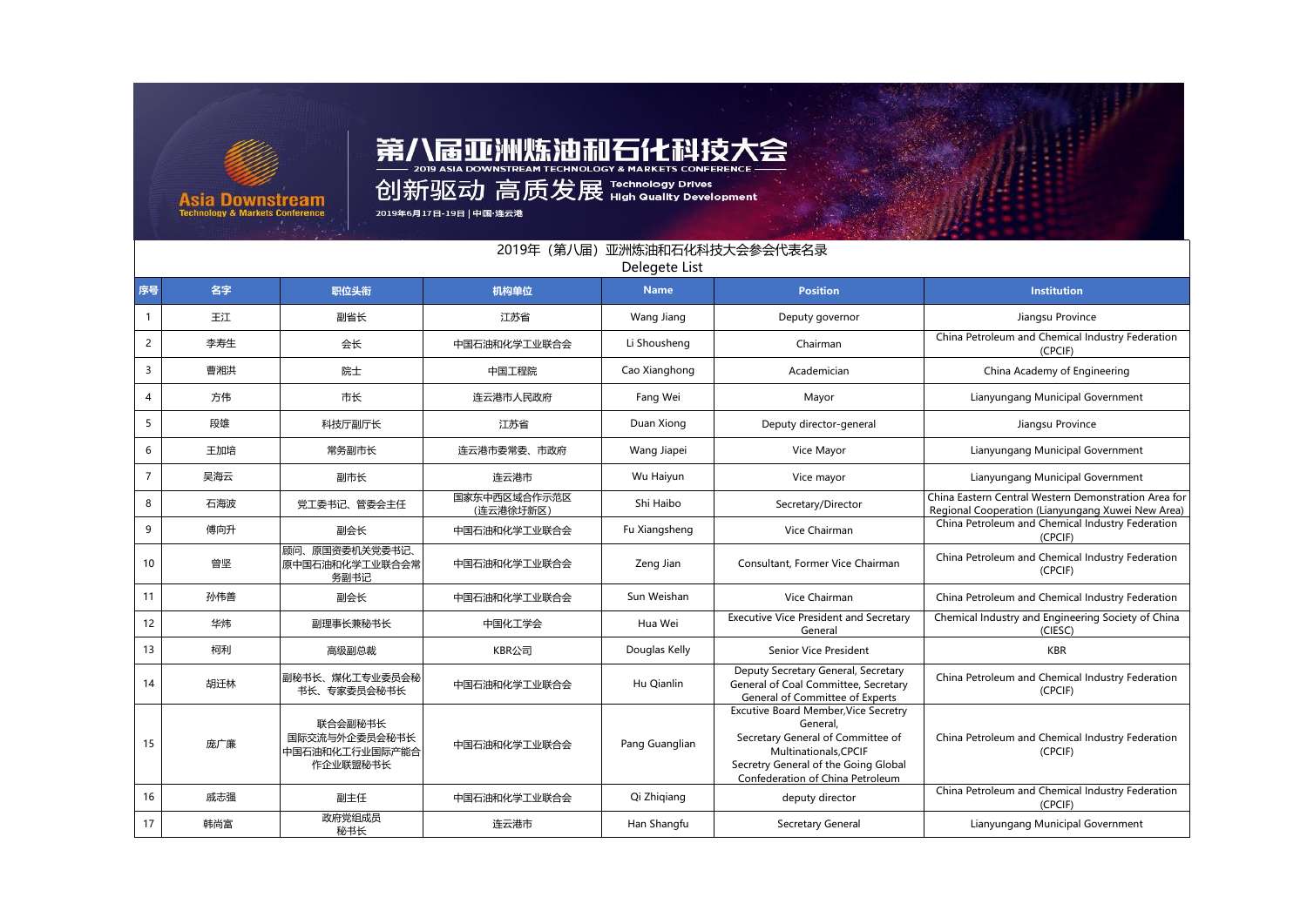# 第八届亚洲炼油和石化科技大会

2019 ASIA DOWNSTREAM TECHNOLOGY & MARKETS CONFERENCE

创新驱动 高质发展 Technology Drives High Quality Development

2019年6月17日-19日 | 中国·连云港

Asia Downstream Technology & Markets Conference

## 2019年（第八届）亚洲炼油和石化科技大会参会代表名录
## Delegete List

| 序号 | 名字 | 职位头衔 | 机构单位 | Name | Position | Institution |
|---|---|---|---|---|---|---|
| 1 | 王江 | 副省长 | 江苏省 | Wang Jiang | Deputy governor | Jiangsu Province |
| 2 | 李寿生 | 会长 | 中国石油和化学工业联合会 | Li Shousheng | Chairman | China Petroleum and Chemical Industry Federation (CPCIF) |
| 3 | 曹湘洪 | 院士 | 中国工程院 | Cao Xianghong | Academician | China Academy of Engineering |
| 4 | 方伟 | 市长 | 连云港市人民政府 | Fang Wei | Mayor | Lianyungang Municipal Government |
| 5 | 段雄 | 科技厅副厅长 | 江苏省 | Duan Xiong | Deputy director-general | Jiangsu Province |
| 6 | 王加培 | 常务副市长 | 连云港市委常委、市政府 | Wang Jiapei | Vice Mayor | Lianyungang Municipal Government |
| 7 | 吴海云 | 副市长 | 连云港市 | Wu Haiyun | Vice mayor | Lianyungang Municipal Government |
| 8 | 石海波 | 党工委书记、管委会主任 | 国家东中西区域合作示范区（连云港徐圩新区） | Shi Haibo | Secretary/Director | China Eastern Central Western Demonstration Area for Regional Cooperation (Lianyungang Xuwei New Area) |
| 9 | 傅向升 | 副会长 | 中国石油和化学工业联合会 | Fu Xiangsheng | Vice Chairman | China Petroleum and Chemical Industry Federation (CPCIF) |
| 10 | 曾坚 | 顾问、原国资委机关党委书记、原中国石油和化学工业联合会常务副书记 | 中国石油和化学工业联合会 | Zeng Jian | Consultant, Former Vice Chairman | China Petroleum and Chemical Industry Federation (CPCIF) |
| 11 | 孙伟善 | 副会长 | 中国石油和化学工业联合会 | Sun Weishan | Vice Chairman | China Petroleum and Chemical Industry Federation |
| 12 | 华炜 | 副理事长兼秘书长 | 中国化工学会 | Hua Wei | Executive Vice President and Secretary General | Chemical Industry and Engineering Society of China (CIESC) |
| 13 | 柯利 | 高级副总裁 | KBR公司 | Douglas Kelly | Senior Vice President | KBR |
| 14 | 胡迁林 | 副秘书长、煤化工专业委员会秘书长、专家委员会秘书长 | 中国石油和化学工业联合会 | Hu Qianlin | Deputy Secretary General, Secretary General of Coal Committee, Secretary General of Committee of Experts | China Petroleum and Chemical Industry Federation (CPCIF) |
| 15 | 庞广廉 | 联合会副秘书长<br>国际交流与外企委员会秘书长<br>中国石油和化工行业国际产能合作企业联盟秘书长 | 中国石油和化学工业联合会 | Pang Guanglian | Excutive Board Member,Vice Secretry General,<br>Secretary General of Committee of Multinationals,CPCIF<br>Secretry General of the Going Global Confederation of China Petroleum | China Petroleum and Chemical Industry Federation (CPCIF) |
| 16 | 戚志强 | 副主任 | 中国石油和化学工业联合会 | Qi Zhiqiang | deputy director | China Petroleum and Chemical Industry Federation (CPCIF) |
| 17 | 韩尚富 | 政府党组成员<br>秘书长 | 连云港市 | Han Shangfu | Secretary General | Lianyungang Municipal Government |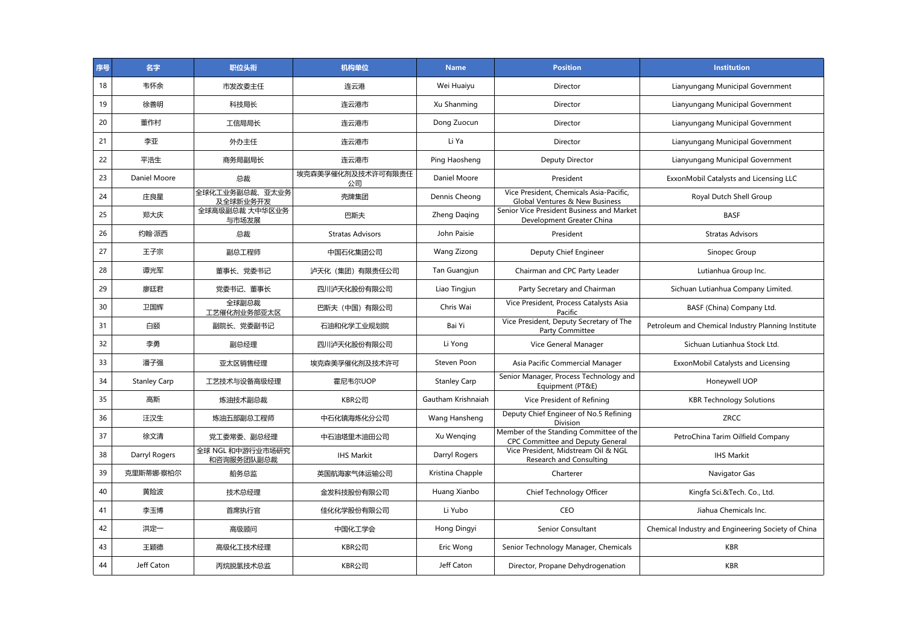| 序号 | 名字 | 职位头衔 | 机构单位 | Name | Position | Institution |
|---|---|---|---|---|---|---|
| 18 | 韦怀余 | 市发改委主任 | 连云港 | Wei Huaiyu | Director | Lianyungang Municipal Government |
| 19 | 徐善明 | 科技局长 | 连云港市 | Xu Shanming | Director | Lianyungang Municipal Government |
| 20 | 董作村 | 工信局局长 | 连云港市 | Dong Zuocun | Director | Lianyungang Municipal Government |
| 21 | 李亚 | 外办主任 | 连云港市 | Li Ya | Director | Lianyungang Municipal Government |
| 22 | 平浩生 | 商务局副局长 | 连云港市 | Ping Haosheng | Deputy Director | Lianyungang Municipal Government |
| 23 | Daniel Moore | 总裁 | 埃克森美孚催化剂及技术许可有限责任公司 | Daniel Moore | President | ExxonMobil Catalysts and Licensing LLC |
| 24 | 庄良星 | 全球化工业务副总裁、亚太业务及全球新业务开发 | 壳牌集团 | Dennis Cheong | Vice President, Chemicals Asia-Pacific, Global Ventures & New Business | Royal Dutch Shell Group |
| 25 | 郑大庆 | 全球高级副总裁 大中华区业务与市场发展 | 巴斯夫 | Zheng Daqing | Senior Vice President Business and Market Development Greater China | BASF |
| 26 | 约翰·派西 | 总裁 | Stratas Advisors | John Paisie | President | Stratas Advisors |
| 27 | 王子宗 | 副总工程师 | 中国石化集团公司 | Wang Zizong | Deputy Chief Engineer | Sinopec Group |
| 28 | 谭光军 | 董事长、党委书记 | 泸天化（集团）有限责任公司 | Tan Guangjun | Chairman and CPC Party Leader | Lutianhua Group Inc. |
| 29 | 廖廷君 | 党委书记、董事长 | 四川泸天化股份有限公司 | Liao Tingjun | Party Secretary and Chairman | Sichuan Lutianhua Company Limited. |
| 30 | 卫国辉 | 全球副总裁 工艺催化剂业务部亚太区 | 巴斯夫（中国）有限公司 | Chris Wai | Vice President, Process Catalysts Asia Pacific | BASF (China) Company Ltd. |
| 31 | 白颐 | 副院长、党委副书记 | 石油和化学工业规划院 | Bai Yi | Vice President, Deputy Secretary of The Party Committee | Petroleum and Chemical Industry Planning Institute |
| 32 | 李勇 | 副总经理 | 四川泸天化股份有限公司 | Li Yong | Vice General Manager | Sichuan Lutianhua Stock Ltd. |
| 33 | 潘子强 | 亚太区销售经理 | 埃克森美孚催化剂及技术许可 | Steven Poon | Asia Pacific Commercial Manager | ExxonMobil Catalysts and Licensing |
| 34 | Stanley Carp | 工艺技术与设备高级经理 | 霍尼韦尔UOP | Stanley Carp | Senior Manager, Process Technology and Equipment (PT&E) | Honeywell UOP |
| 35 | 高斯 | 炼油技术副总裁 | KBR公司 | Gautham Krishnaiah | Vice President of Refining | KBR Technology Solutions |
| 36 | 汪汉生 | 炼油五部副总工程师 | 中石化镇海炼化分公司 | Wang Hansheng | Deputy Chief Engineer of No.5 Refining Division | ZRCC |
| 37 | 徐文清 | 党工委常委、副总经理 | 中石油塔里木油田公司 | Xu Wenqing | Member of the Standing Committee of the CPC Committee and Deputy General | PetroChina Tarim Oilfield Company |
| 38 | Darryl Rogers | 全球 NGL 和中游行业市场研究和咨询服务团队副总裁 | IHS Markit | Darryl Rogers | Vice President, Midstream Oil & NGL Research and Consulting | IHS Markit |
| 39 | 克里斯蒂娜·察柏尔 | 船务总监 | 英国航海家气体运输公司 | Kristina Chapple | Charterer | Navigator Gas |
| 40 | 黄险波 | 技术总经理 | 金发科技股份有限公司 | Huang Xianbo | Chief Technology Officer | Kingfa Sci.&Tech. Co., Ltd. |
| 41 | 李玉博 | 首席执行官 | 佳化化学股份有限公司 | Li Yubo | CEO | Jiahua Chemicals Inc. |
| 42 | 洪定一 | 高级顾问 | 中国化工学会 | Hong Dingyi | Senior Consultant | Chemical Industry and Engineering Society of China |
| 43 | 王颖德 | 高级化工技术经理 | KBR公司 | Eric Wong | Senior Technology Manager, Chemicals | KBR |
| 44 | Jeff Caton | 丙烷脱氢技术总监 | KBR公司 | Jeff Caton | Director, Propane Dehydrogenation | KBR |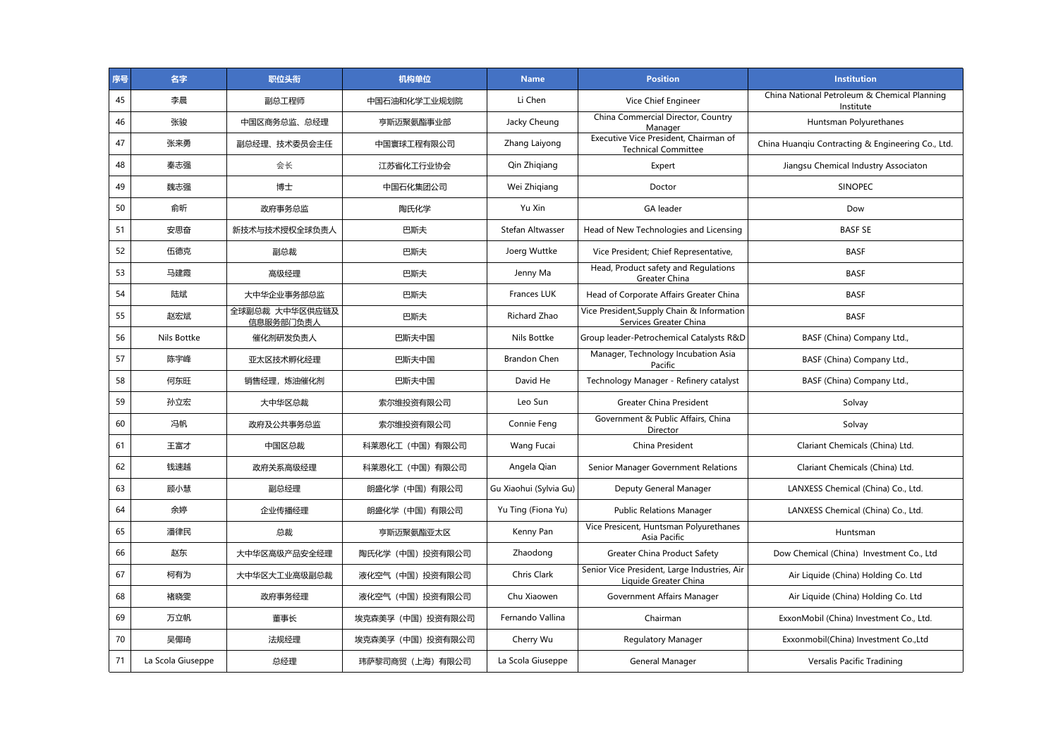| 序号 | 名字 | 职位头衔 | 机构单位 | Name | Position | Institution |
|---|---|---|---|---|---|---|
| 45 | 李晨 | 副总工程师 | 中国石油和化学工业规划院 | Li Chen | Vice Chief Engineer | China National Petroleum & Chemical Planning Institute |
| 46 | 张骏 | 中国区商务总监、总经理 | 亨斯迈聚氨酯事业部 | Jacky Cheung | China Commercial Director, Country Manager | Huntsman Polyurethanes |
| 47 | 张来勇 | 副总经理、技术委员会主任 | 中国寰球工程有限公司 | Zhang Laiyong | Executive Vice President, Chairman of Technical Committee | China Huanqiu Contracting & Engineering Co., Ltd. |
| 48 | 秦志强 | 会长 | 江苏省化工行业协会 | Qin Zhiqiang | Expert | Jiangsu Chemical Industry Associaton |
| 49 | 魏志强 | 博士 | 中国石化集团公司 | Wei Zhiqiang | Doctor | SINOPEC |
| 50 | 俞昕 | 政府事务总监 | 陶氏化学 | Yu Xin | GA leader | Dow |
| 51 | 安思奋 | 新技术与技术授权全球负责人 | 巴斯夫 | Stefan Altwasser | Head of New Technologies and Licensing | BASF SE |
| 52 | 伍德克 | 副总裁 | 巴斯夫 | Joerg Wuttke | Vice President; Chief Representative, | BASF |
| 53 | 马建霞 | 高级经理 | 巴斯夫 | Jenny Ma | Head, Product safety and Regulations Greater China | BASF |
| 54 | 陆斌 | 大中华企业事务部总监 | 巴斯夫 | Frances LUK | Head of Corporate Affairs Greater China | BASF |
| 55 | 赵宏斌 | 全球副总裁 大中华区供应链及信息服务部门负责人 | 巴斯夫 | Richard Zhao | Vice President,Supply Chain & Information Services Greater China | BASF |
| 56 | Nils Bottke | 催化剂研发负责人 | 巴斯夫中国 | Nils Bottke | Group leader-Petrochemical Catalysts R&D | BASF (China) Company Ltd., |
| 57 | 陈宇峰 | 亚太区技术孵化经理 | 巴斯夫中国 | Brandon Chen | Manager, Technology Incubation Asia Pacific | BASF (China) Company Ltd., |
| 58 | 何东旺 | 销售经理，炼油催化剂 | 巴斯夫中国 | David He | Technology Manager - Refinery catalyst | BASF (China) Company Ltd., |
| 59 | 孙立宏 | 大中华区总裁 | 索尔维投资有限公司 | Leo Sun | Greater China President | Solvay |
| 60 | 冯帆 | 政府及公共事务总监 | 索尔维投资有限公司 | Connie Feng | Government & Public Affairs, China Director | Solvay |
| 61 | 王富才 | 中国区总裁 | 科莱恩化工（中国）有限公司 | Wang Fucai | China President | Clariant Chemicals (China) Ltd. |
| 62 | 钱速越 | 政府关系高级经理 | 科莱恩化工（中国）有限公司 | Angela Qian | Senior Manager Government Relations | Clariant Chemicals (China) Ltd. |
| 63 | 顾小慧 | 副总经理 | 朗盛化学（中国）有限公司 | Gu Xiaohui (Sylvia Gu) | Deputy General Manager | LANXESS Chemical (China) Co., Ltd. |
| 64 | 余婷 | 企业传播经理 | 朗盛化学（中国）有限公司 | Yu Ting (Fiona Yu) | Public Relations Manager | LANXESS Chemical (China) Co., Ltd. |
| 65 | 潘律民 | 总裁 | 亨斯迈聚氨酯亚太区 | Kenny Pan | Vice Presicent, Huntsman Polyurethanes Asia Pacific | Huntsman |
| 66 | 赵东 | 大中华区高级产品安全经理 | 陶氏化学（中国）投资有限公司 | Zhaodong | Greater China Product Safety | Dow Chemical (China) Investment Co., Ltd |
| 67 | 柯有为 | 大中华区大工业高级副总裁 | 液化空气（中国）投资有限公司 | Chris Clark | Senior Vice President, Large Industries, Air Liquide Greater China | Air Liquide (China) Holding Co. Ltd |
| 68 | 褚晓雯 | 政府事务经理 | 液化空气（中国）投资有限公司 | Chu Xiaowen | Government Affairs Manager | Air Liquide (China) Holding Co. Ltd |
| 69 | 万立帆 | 董事长 | 埃克森美孚（中国）投资有限公司 | Fernando Vallina | Chairman | ExxonMobil (China) Investment Co., Ltd. |
| 70 | 吴俪琦 | 法规经理 | 埃克森美孚（中国）投资有限公司 | Cherry Wu | Regulatory Manager | Exxonmobil(China) Investment Co.,Ltd |
| 71 | La Scola Giuseppe | 总经理 | 玮萨黎司商贸（上海）有限公司 | La Scola Giuseppe | General Manager | Versalis Pacific Trainding |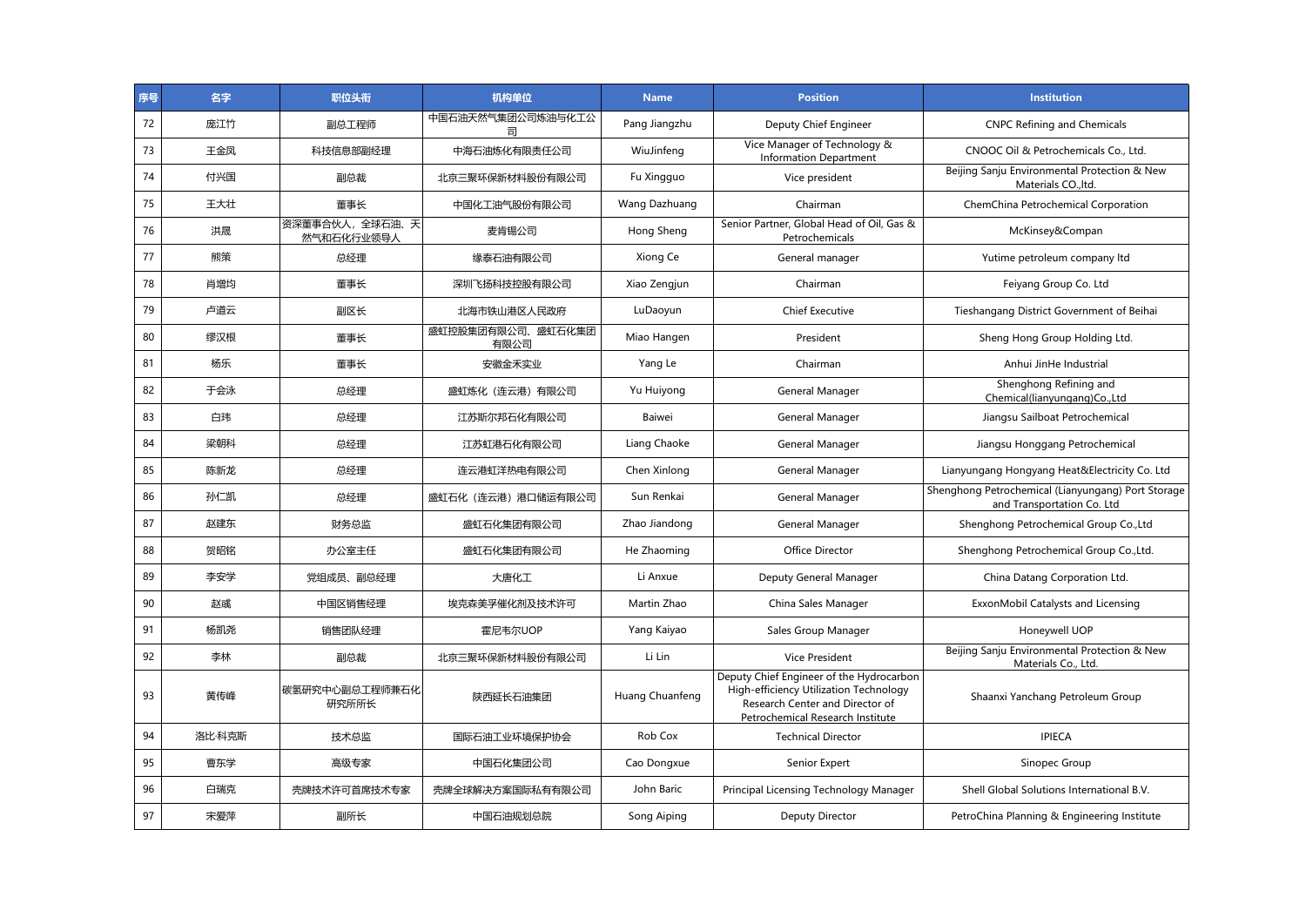| 序号 | 名字 | 职位头衔 | 机构单位 | Name | Position | Institution |
|---|---|---|---|---|---|---|
| 72 | 庞江竹 | 副总工程师 | 中国石油天然气集团公司炼油与化工公司 | Pang Jiangzhu | Deputy Chief Engineer | CNPC Refining and Chemicals |
| 73 | 王金凤 | 科技信息部副经理 | 中海石油炼化有限责任公司 | WiuJinfeng | Vice Manager of Technology & Information Department | CNOOC Oil & Petrochemicals Co., Ltd. |
| 74 | 付兴国 | 副总裁 | 北京三聚环保新材料股份有限公司 | Fu Xingguo | Vice president | Beijing Sanju Environmental Protection & New Materials CO.,ltd. |
| 75 | 王大壮 | 董事长 | 中国化工油气股份有限公司 | Wang Dazhuang | Chairman | ChemChina Petrochemical Corporation |
| 76 | 洪晟 | 资深董事合伙人，全球石油、天然气和石化行业领导人 | 麦肯锡公司 | Hong Sheng | Senior Partner, Global Head of Oil, Gas & Petrochemicals | McKinsey&Compan |
| 77 | 熊策 | 总经理 | 缘泰石油有限公司 | Xiong Ce | General manager | Yutime petroleum company ltd |
| 78 | 肖增均 | 董事长 | 深圳飞扬科技控股有限公司 | Xiao Zengjun | Chairman | Feiyang Group Co. Ltd |
| 79 | 卢道云 | 副区长 | 北海市铁山港区人民政府 | LuDaoyun | Chief Executive | Tieshangang District Government of Beihai |
| 80 | 缪汉根 | 董事长 | 盛虹控股集团有限公司、盛虹石化集团有限公司 | Miao Hangen | President | Sheng Hong Group Holding Ltd. |
| 81 | 杨乐 | 董事长 | 安徽金禾实业 | Yang Le | Chairman | Anhui JinHe Industrial |
| 82 | 于会泳 | 总经理 | 盛虹炼化（连云港）有限公司 | Yu Huiyong | General Manager | Shenghong Refining and Chemical(lianyungang)Co.,Ltd |
| 83 | 白玮 | 总经理 | 江苏斯尔邦石化有限公司 | Baiwei | General Manager | Jiangsu Sailboat Petrochemical |
| 84 | 梁朝科 | 总经理 | 江苏虹港石化有限公司 | Liang Chaoke | General Manager | Jiangsu Honggang Petrochemical |
| 85 | 陈新龙 | 总经理 | 连云港虹洋热电有限公司 | Chen Xinlong | General Manager | Lianyungang Hongyang Heat&Electricity Co. Ltd |
| 86 | 孙仁凯 | 总经理 | 盛虹石化（连云港）港口储运有限公司 | Sun Renkai | General Manager | Shenghong Petrochemical (Lianyungang) Port Storage and Transportation Co. Ltd |
| 87 | 赵建东 | 财务总监 | 盛虹石化集团有限公司 | Zhao Jiandong | General Manager | Shenghong Petrochemical Group Co.,Ltd |
| 88 | 贺昭铭 | 办公室主任 | 盛虹石化集团有限公司 | He Zhaoming | Office Director | Shenghong Petrochemical Group Co.,Ltd. |
| 89 | 李安学 | 党组成员、副总经理 | 大唐化工 | Li Anxue | Deputy General Manager | China Datang Corporation Ltd. |
| 90 | 赵晟 | 中国区销售经理 | 埃克森美孚催化剂及技术许可 | Martin Zhao | China Sales Manager | ExxonMobil Catalysts and Licensing |
| 91 | 杨凯尧 | 销售团队经理 | 霍尼韦尔UOP | Yang Kaiyao | Sales Group Manager | Honeywell UOP |
| 92 | 李林 | 副总裁 | 北京三聚环保新材料股份有限公司 | Li Lin | Vice President | Beijing Sanju Environmental Protection & New Materials Co., Ltd. |
| 93 | 黄传峰 | 碳氢研究中心副总工程师兼石化研究所所长 | 陕西延长石油集团 | Huang Chuanfeng | Deputy Chief Engineer of the Hydrocarbon High-efficiency Utilization Technology Research Center and Director of Petrochemical Research Institute | Shaanxi Yanchang Petroleum Group |
| 94 | 洛比·科克斯 | 技术总监 | 国际石油工业环境保护协会 | Rob Cox | Technical Director | IPIECA |
| 95 | 曹东学 | 高级专家 | 中国石化集团公司 | Cao Dongxue | Senior Expert | Sinopec Group |
| 96 | 白瑞克 | 壳牌技术许可首席技术专家 | 壳牌全球解决方案国际私有有限公司 | John Baric | Principal Licensing Technology Manager | Shell Global Solutions International B.V. |
| 97 | 宋爱萍 | 副所长 | 中国石油规划总院 | Song Aiping | Deputy Director | PetroChina Planning & Engineering Institute |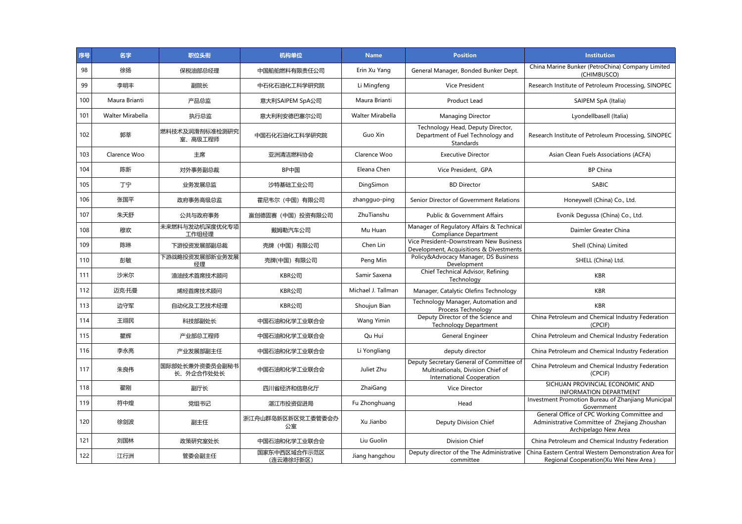| 序号 | 名字 | 职位头衔 | 机构单位 | Name | Position | Institution |
|---|---|---|---|---|---|---|
| 98 | 徐扬 | 保税油部总经理 | 中国船舶燃料有限责任公司 | Erin Xu Yang | General Manager, Bonded Bunker Dept. | China Marine Bunker (PetroChina) Company Limited (CHIMBUSCO) |
| 99 | 李明丰 | 副院长 | 中石化石油化工科学研究院 | Li Mingfeng | Vice President | Research Institute of Petroleum Processing, SINOPEC |
| 100 | Maura Brianti | 产品总监 | 意大利SAIPEM SpA公司 | Maura Brianti | Product Lead | SAIPEM SpA (Italia) |
| 101 | Walter Mirabella | 执行总监 | 意大利利安德巴塞尔公司 | Walter Mirabella | Managing Director | Lyondellbasell (Italia) |
| 102 | 郭莘 | 燃料技术及润滑剂标准检测研究室、高级工程师 | 中国石化石油化工科学研究院 | Guo Xin | Technology Head, Deputy Director, Department of Fuel Technology and Standards | Research Institute of Petroleum Processing, SINOPEC |
| 103 | Clarence Woo | 主席 | 亚洲清洁燃料协会 | Clarence Woo | Executive Director | Asian Clean Fuels Associations (ACFA) |
| 104 | 陈新 | 对外事务副总裁 | BP中国 | Eleana Chen | Vice President, GPA | BP China |
| 105 | 丁宁 | 业务发展总监 | 沙特基础工业公司 | DingSimon | BD Director | SABIC |
| 106 | 张国平 | 政府事务高级总监 | 霍尼韦尔（中国）有限公司 | zhangguo-ping | Senior Director of Government Relations | Honeywell (China) Co., Ltd. |
| 107 | 朱天舒 | 公共与政府事务 | 赢创德固赛（中国）投资有限公司 | ZhuTianshu | Public & Government Affairs | Evonik Degussa (China) Co., Ltd. |
| 108 | 穆欢 | 未来燃料与发动机深度优化专项工作组经理 | 戴姆勒汽车公司 | Mu Huan | Manager of Regulatory Affairs & Technical Compliance Department | Daimler Greater China |
| 109 | 陈琳 | 下游投资发展部副总裁 | 壳牌（中国）有限公司 | Chen Lin | Vice President–Downstream New Business Development, Acquisitions & Divestments | Shell (China) Limited |
| 110 | 彭敏 | 下游战略投资发展部新业务发展经理 | 壳牌(中国）有限公司 | Peng Min | Policy&Advocacy Manager, DS Business Development | SHELL (China) Ltd. |
| 111 | 沙米尔 | 渣油技术首席技术顾问 | KBR公司 | Samir Saxena | Chief Technical Advisor, Refining Technology | KBR |
| 112 | 迈克·托曼 | 烯烃首席技术顾问 | KBR公司 | Michael J. Tallman | Manager, Catalytic Olefins Technology | KBR |
| 113 | 边守军 | 自动化及工艺技术经理 | KBR公司 | Shoujun Bian | Technology Manager, Automation and Process Technology | KBR |
| 114 | 王翊民 | 科技部副处长 | 中国石油和化学工业联合会 | Wang Yimin | Deputy Director of the Science and Technology Department | China Petroleum and Chemical Industry Federation (CPCIF) |
| 115 | 瞿辉 | 产业部总工程师 | 中国石油和化学工业联合会 | Qu Hui | General Engineer | China Petroleum and Chemical Industry Federation |
| 116 | 李永亮 | 产业发展部副主任 | 中国石油和化学工业联合会 | Li Yongliang | deputy director | China Petroleum and Chemical Industry Federation |
| 117 | 朱良伟 | 国际部处长兼外资委员会副秘书长、外企合作处处长 | 中国石油和化学工业联合会 | Juliet Zhu | Deputy Secretary General of Committee of Multinationals, Division Chief of International Cooperation | China Petroleum and Chemical Industry Federation (CPCIF) |
| 118 | 翟刚 | 副厅长 | 四川省经济和信息化厅 | ZhaiGang | Vice Director | SICHUAN PROVINCIAL ECONOMIC AND INFORMATION DEPARTMENT |
| 119 | 符中煌 | 党组书记 | 湛江市投资促进局 | Fu Zhonghuang | Head | Investment Promotion Bureau of Zhanjiang Municipal Government |
| 120 | 徐剑波 | 副主任 | 浙江舟山群岛新区新区党工委管委会办公室 | Xu Jianbo | Deputy Division Chief | General Office of CPC Working Committee and Administrative Committee of Zhejiang Zhoushan Archipelago New Area |
| 121 | 刘国林 | 政策研究室处长 | 中国石油和化学工业联合会 | Liu Guolin | Division Chief | China Petroleum and Chemical Industry Federation |
| 122 | 江行洲 | 管委会副主任 | 国家东中西区域合作示范区（连云港徐圩新区） | Jiang hangzhou | Deputy director of the The Administrative committee | China Eastern Central Western Demonstration Area for Regional Cooperation(Xu Wei New Area ) |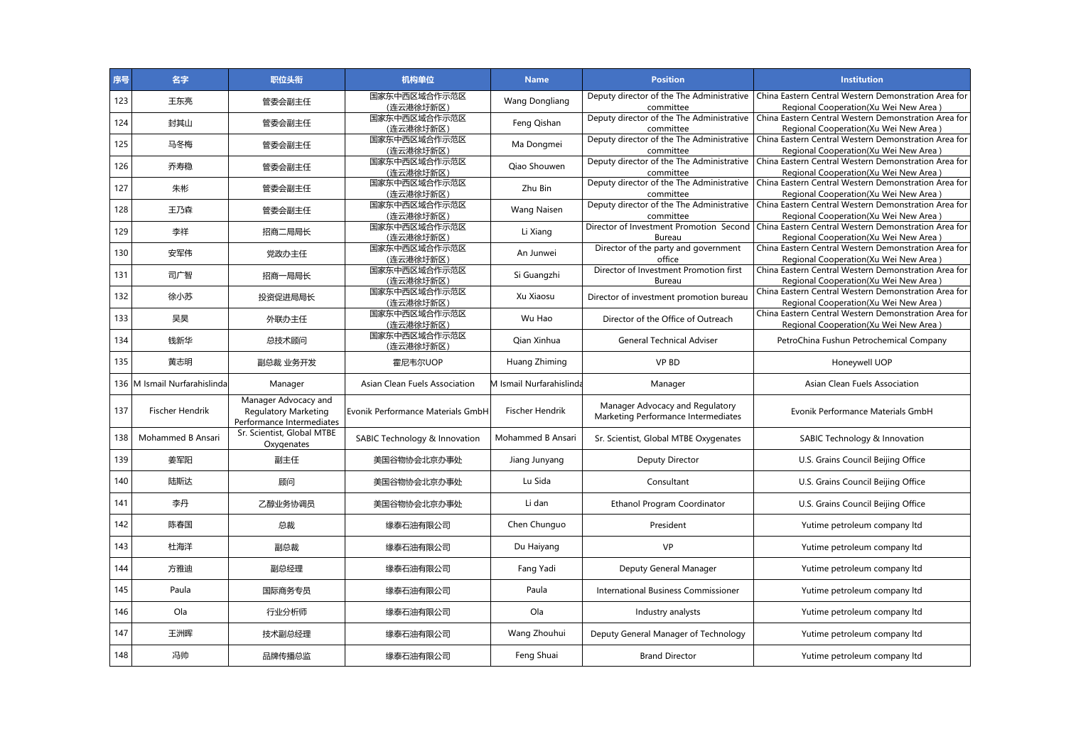| 序号 | 名字 | 职位头衔 | 机构单位 | Name | Position | Institution |
|---|---|---|---|---|---|---|
| 123 | 王东亮 | 管委会副主任 | 国家东中西区域合作示范区(连云港徐圩新区) | Wang Dongliang | Deputy director of the The Administrative committee | China Eastern Central Western Demonstration Area for Regional Cooperation(Xu Wei New Area ) |
| 124 | 封其山 | 管委会副主任 | 国家东中西区域合作示范区(连云港徐圩新区) | Feng Qishan | Deputy director of the The Administrative committee | China Eastern Central Western Demonstration Area for Regional Cooperation(Xu Wei New Area ) |
| 125 | 马冬梅 | 管委会副主任 | 国家东中西区域合作示范区(连云港徐圩新区) | Ma Dongmei | Deputy director of the The Administrative committee | China Eastern Central Western Demonstration Area for Regional Cooperation(Xu Wei New Area ) |
| 126 | 乔寿稳 | 管委会副主任 | 国家东中西区域合作示范区(连云港徐圩新区) | Qiao Shouwen | Deputy director of the The Administrative committee | China Eastern Central Western Demonstration Area for Regional Cooperation(Xu Wei New Area ) |
| 127 | 朱彬 | 管委会副主任 | 国家东中西区域合作示范区(连云港徐圩新区) | Zhu Bin | Deputy director of the The Administrative committee | China Eastern Central Western Demonstration Area for Regional Cooperation(Xu Wei New Area ) |
| 128 | 王乃森 | 管委会副主任 | 国家东中西区域合作示范区(连云港徐圩新区) | Wang Naisen | Deputy director of the The Administrative committee | China Eastern Central Western Demonstration Area for Regional Cooperation(Xu Wei New Area ) |
| 129 | 李祥 | 招商二局局长 | 国家东中西区域合作示范区(连云港徐圩新区) | Li Xiang | Director of Investment Promotion Second Bureau | China Eastern Central Western Demonstration Area for Regional Cooperation(Xu Wei New Area ) |
| 130 | 安军伟 | 党政办主任 | 国家东中西区域合作示范区(连云港徐圩新区) | An Junwei | Director of the party and government office | China Eastern Central Western Demonstration Area for Regional Cooperation(Xu Wei New Area ) |
| 131 | 司广智 | 招商一局局长 | 国家东中西区域合作示范区(连云港徐圩新区) | Si Guangzhi | Director of Investment Promotion first Bureau | China Eastern Central Western Demonstration Area for Regional Cooperation(Xu Wei New Area ) |
| 132 | 徐小苏 | 投资促进局局长 | 国家东中西区域合作示范区(连云港徐圩新区) | Xu Xiaosu | Director of investment promotion bureau | China Eastern Central Western Demonstration Area for Regional Cooperation(Xu Wei New Area ) |
| 133 | 吴昊 | 外联办主任 | 国家东中西区域合作示范区(连云港徐圩新区) | Wu Hao | Director of the Office of Outreach | China Eastern Central Western Demonstration Area for Regional Cooperation(Xu Wei New Area ) |
| 134 | 钱新华 | 总技术顾问 | 国家东中西区域合作示范区(连云港徐圩新区) | Qian Xinhua | General Technical Adviser | PetroChina Fushun Petrochemical Company |
| 135 | 黄志明 | 副总裁 业务开发 | 霍尼韦尔UOP | Huang Zhiming | VP BD | Honeywell UOP |
| 136 | M Ismail Nurfarahislinda | Manager | Asian Clean Fuels Association | M Ismail Nurfarahislinda | Manager | Asian Clean Fuels Association |
| 137 | Fischer Hendrik | Manager Advocacy and Regulatory Marketing Performance Intermediates | Evonik Performance Materials GmbH | Fischer Hendrik | Manager Advocacy and Regulatory Marketing Performance Intermediates | Evonik Performance Materials GmbH |
| 138 | Mohammed B Ansari | Sr. Scientist, Global MTBE Oxygenates | SABIC Technology & Innovation | Mohammed B Ansari | Sr. Scientist, Global MTBE Oxygenates | SABIC Technology & Innovation |
| 139 | 姜军阳 | 副主任 | 美国谷物协会北京办事处 | Jiang Junyang | Deputy Director | U.S. Grains Council Beijing Office |
| 140 | 陆斯达 | 顾问 | 美国谷物协会北京办事处 | Lu Sida | Consultant | U.S. Grains Council Beijing Office |
| 141 | 李丹 | 乙醇业务协调员 | 美国谷物协会北京办事处 | Li dan | Ethanol Program Coordinator | U.S. Grains Council Beijing Office |
| 142 | 陈春国 | 总裁 | 缘泰石油有限公司 | Chen Chunguo | President | Yutime petroleum company ltd |
| 143 | 杜海洋 | 副总裁 | 缘泰石油有限公司 | Du Haiyang | VP | Yutime petroleum company ltd |
| 144 | 方雅迪 | 副总经理 | 缘泰石油有限公司 | Fang Yadi | Deputy General Manager | Yutime petroleum company ltd |
| 145 | Paula | 国际商务专员 | 缘泰石油有限公司 | Paula | International Business Commissioner | Yutime petroleum company ltd |
| 146 | Ola | 行业分析师 | 缘泰石油有限公司 | Ola | Industry analysts | Yutime petroleum company ltd |
| 147 | 王洲晖 | 技术副总经理 | 缘泰石油有限公司 | Wang Zhouhui | Deputy General Manager of Technology | Yutime petroleum company ltd |
| 148 | 冯帅 | 品牌传播总监 | 缘泰石油有限公司 | Feng Shuai | Brand Director | Yutime petroleum company ltd |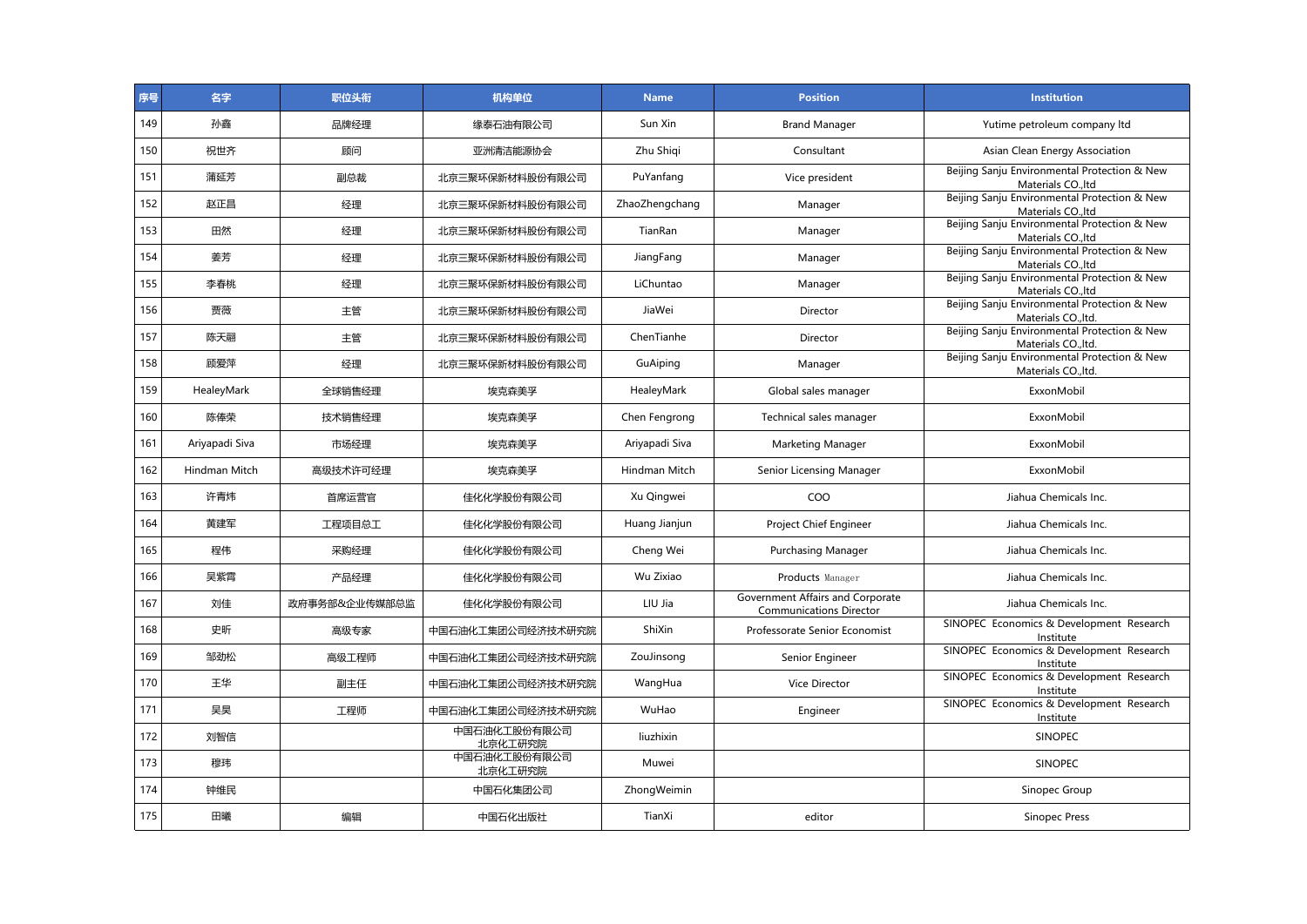| 序号 | 名字 | 职位头衔 | 机构单位 | Name | Position | Institution |
|---|---|---|---|---|---|---|
| 149 | 孙鑫 | 品牌经理 | 缘泰石油有限公司 | Sun Xin | Brand Manager | Yutime petroleum company ltd |
| 150 | 祝世齐 | 顾问 | 亚洲清洁能源协会 | Zhu Shiqi | Consultant | Asian Clean Energy Association |
| 151 | 蒲延芳 | 副总裁 | 北京三聚环保新材料股份有限公司 | PuYanfang | Vice president | Beijing Sanju Environmental Protection & New Materials CO.,ltd |
| 152 | 赵正昌 | 经理 | 北京三聚环保新材料股份有限公司 | ZhaoZhengchang | Manager | Beijing Sanju Environmental Protection & New Materials CO.,ltd |
| 153 | 田然 | 经理 | 北京三聚环保新材料股份有限公司 | TianRan | Manager | Beijing Sanju Environmental Protection & New Materials CO.,ltd |
| 154 | 姜芳 | 经理 | 北京三聚环保新材料股份有限公司 | JiangFang | Manager | Beijing Sanju Environmental Protection & New Materials CO.,ltd |
| 155 | 李春桃 | 经理 | 北京三聚环保新材料股份有限公司 | LiChuntao | Manager | Beijing Sanju Environmental Protection & New Materials CO.,ltd |
| 156 | 贾薇 | 主管 | 北京三聚环保新材料股份有限公司 | JiaWei | Director | Beijing Sanju Environmental Protection & New Materials CO.,ltd. |
| 157 | 陈天翮 | 主管 | 北京三聚环保新材料股份有限公司 | ChenTianhe | Director | Beijing Sanju Environmental Protection & New Materials CO.,ltd. |
| 158 | 顾爱萍 | 经理 | 北京三聚环保新材料股份有限公司 | GuAiping | Manager | Beijing Sanju Environmental Protection & New Materials CO.,ltd. |
| 159 | HealeyMark | 全球销售经理 | 埃克森美孚 | HealeyMark | Global sales manager | ExxonMobil |
| 160 | 陈俸荣 | 技术销售经理 | 埃克森美孚 | Chen Fengrong | Technical sales manager | ExxonMobil |
| 161 | Ariyapadi Siva | 市场经理 | 埃克森美孚 | Ariyapadi Siva | Marketing Manager | ExxonMobil |
| 162 | Hindman Mitch | 高级技术许可经理 | 埃克森美孚 | Hindman Mitch | Senior Licensing Manager | ExxonMobil |
| 163 | 许青炜 | 首席运营官 | 佳化化学股份有限公司 | Xu Qingwei | COO | Jiahua Chemicals Inc. |
| 164 | 黄建军 | 工程项目总工 | 佳化化学股份有限公司 | Huang Jianjun | Project Chief Engineer | Jiahua Chemicals Inc. |
| 165 | 程伟 | 采购经理 | 佳化化学股份有限公司 | Cheng Wei | Purchasing Manager | Jiahua Chemicals Inc. |
| 166 | 吴紫霄 | 产品经理 | 佳化化学股份有限公司 | Wu Zixiao | Products Manager | Jiahua Chemicals Inc. |
| 167 | 刘佳 | 政府事务部&企业传媒部总监 | 佳化化学股份有限公司 | LIU Jia | Government Affairs and Corporate Communications Director | Jiahua Chemicals Inc. |
| 168 | 史昕 | 高级专家 | 中国石油化工集团公司经济技术研究院 | ShiXin | Professorate Senior Economist | SINOPEC Economics & Development Research Institute |
| 169 | 邹劲松 | 高级工程师 | 中国石油化工集团公司经济技术研究院 | ZouJinsong | Senior Engineer | SINOPEC Economics & Development Research Institute |
| 170 | 王华 | 副主任 | 中国石油化工集团公司经济技术研究院 | WangHua | Vice Director | SINOPEC Economics & Development Research Institute |
| 171 | 吴昊 | 工程师 | 中国石油化工集团公司经济技术研究院 | WuHao | Engineer | SINOPEC Economics & Development Research Institute |
| 172 | 刘智信 | | 中国石油化工股份有限公司北京化工研究院 | liuzhixin | | SINOPEC |
| 173 | 穆玮 | | 中国石油化工股份有限公司北京化工研究院 | Muwei | | SINOPEC |
| 174 | 钟维民 | | 中国石化集团公司 | ZhongWeimin | | Sinopec Group |
| 175 | 田曦 | 编辑 | 中国石化出版社 | TianXi | editor | Sinopec Press |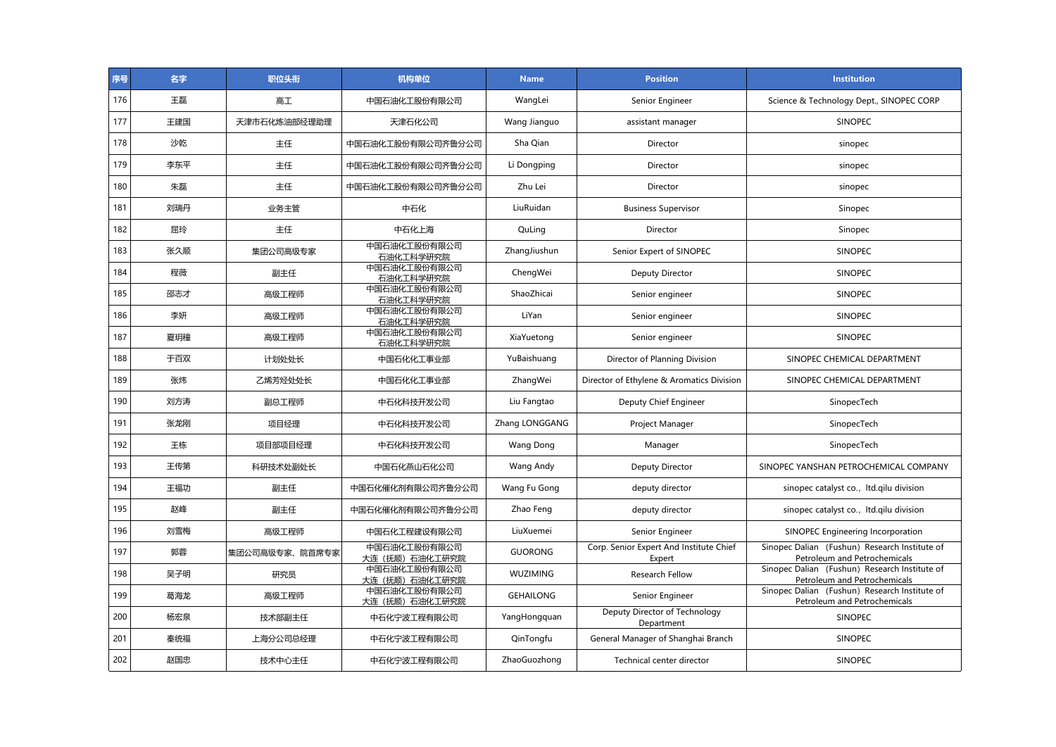| 序号 | 名字 | 职位头衔 | 机构单位 | Name | Position | Institution |
|---|---|---|---|---|---|---|
| 176 | 王磊 | 高工 | 中国石油化工股份有限公司 | WangLei | Senior Engineer | Science & Technology Dept., SINOPEC CORP |
| 177 | 王建国 | 天津市石化炼油部经理助理 | 天津石化公司 | Wang Jianguo | assistant manager | SINOPEC |
| 178 | 沙乾 | 主任 | 中国石油化工股份有限公司齐鲁分公司 | Sha Qian | Director | sinopec |
| 179 | 李东平 | 主任 | 中国石油化工股份有限公司齐鲁分公司 | Li Dongping | Director | sinopec |
| 180 | 朱磊 | 主任 | 中国石油化工股份有限公司齐鲁分公司 | Zhu Lei | Director | sinopec |
| 181 | 刘瑞丹 | 业务主管 | 中石化 | LiuRuidan | Business Supervisor | Sinopec |
| 182 | 屈玲 | 主任 | 中石化上海 | QuLing | Director | Sinopec |
| 183 | 张久顺 | 集团公司高级专家 | 中国石油化工股份有限公司 石油化工科学研究院 | ZhangJiushun | Senior Expert of SINOPEC | SINOPEC |
| 184 | 程薇 | 副主任 | 中国石油化工股份有限公司 石油化工科学研究院 | ChengWei | Deputy Director | SINOPEC |
| 185 | 邵志才 | 高级工程师 | 中国石油化工股份有限公司 石油化工科学研究院 | ShaoZhicai | Senior engineer | SINOPEC |
| 186 | 李妍 | 高级工程师 | 中国石油化工股份有限公司 石油化工科学研究院 | LiYan | Senior engineer | SINOPEC |
| 187 | 夏玥穜 | 高级工程师 | 中国石油化工股份有限公司 石油化工科学研究院 | XiaYuetong | Senior engineer | SINOPEC |
| 188 | 于百双 | 计划处处长 | 中国石化化工事业部 | YuBaishuang | Director of Planning Division | SINOPEC CHEMICAL DEPARTMENT |
| 189 | 张炜 | 乙烯芳烃处处长 | 中国石化化工事业部 | ZhangWei | Director of Ethylene & Aromatics Division | SINOPEC CHEMICAL DEPARTMENT |
| 190 | 刘方涛 | 副总工程师 | 中石化科技开发公司 | Liu Fangtao | Deputy Chief Engineer | SinopecTech |
| 191 | 张龙刚 | 项目经理 | 中石化科技开发公司 | Zhang LONGGANG | Project Manager | SinopecTech |
| 192 | 王栋 | 项目部项目经理 | 中石化科技开发公司 | Wang Dong | Manager | SinopecTech |
| 193 | 王传第 | 科研技术处副处长 | 中国石化燕山石化公司 | Wang Andy | Deputy Director | SINOPEC YANSHAN PETROCHEMICAL COMPANY |
| 194 | 王福功 | 副主任 | 中国石化催化剂有限公司齐鲁分公司 | Wang Fu Gong | deputy director | sinopec catalyst co., ltd.qilu division |
| 195 | 赵峰 | 副主任 | 中国石化催化剂有限公司齐鲁分公司 | Zhao Feng | deputy director | sinopec catalyst co., ltd.qilu division |
| 196 | 刘雪梅 | 高级工程师 | 中国石化工程建设有限公司 | LiuXuemei | Senior Engineer | SINOPEC Engineering Incorporation |
| 197 | 郭蓉 | 集团公司高级专家、院首席专家 | 中国石油化工股份有限公司 大连（抚顺）石油化工研究院 | GUORONG | Corp. Senior Expert And Institute Chief Expert | Sinopec Dalian (Fushun) Research Institute of Petroleum and Petrochemicals |
| 198 | 吴子明 | 研究员 | 中国石油化工股份有限公司 大连（抚顺）石油化工研究院 | WUZIMING | Research Fellow | Sinopec Dalian (Fushun) Research Institute of Petroleum and Petrochemicals |
| 199 | 葛海龙 | 高级工程师 | 中国石油化工股份有限公司 大连（抚顺）石油化工研究院 | GEHAILONG | Senior Engineer | Sinopec Dalian (Fushun) Research Institute of Petroleum and Petrochemicals |
| 200 | 杨宏泉 | 技术部副主任 | 中石化宁波工程有限公司 | YangHongquan | Deputy Director of Technology Department | SINOPEC |
| 201 | 秦统福 | 上海分公司总经理 | 中石化宁波工程有限公司 | QinTongfu | General Manager of Shanghai Branch | SINOPEC |
| 202 | 赵国忠 | 技术中心主任 | 中石化宁波工程有限公司 | ZhaoGuozhong | Technical center director | SINOPEC |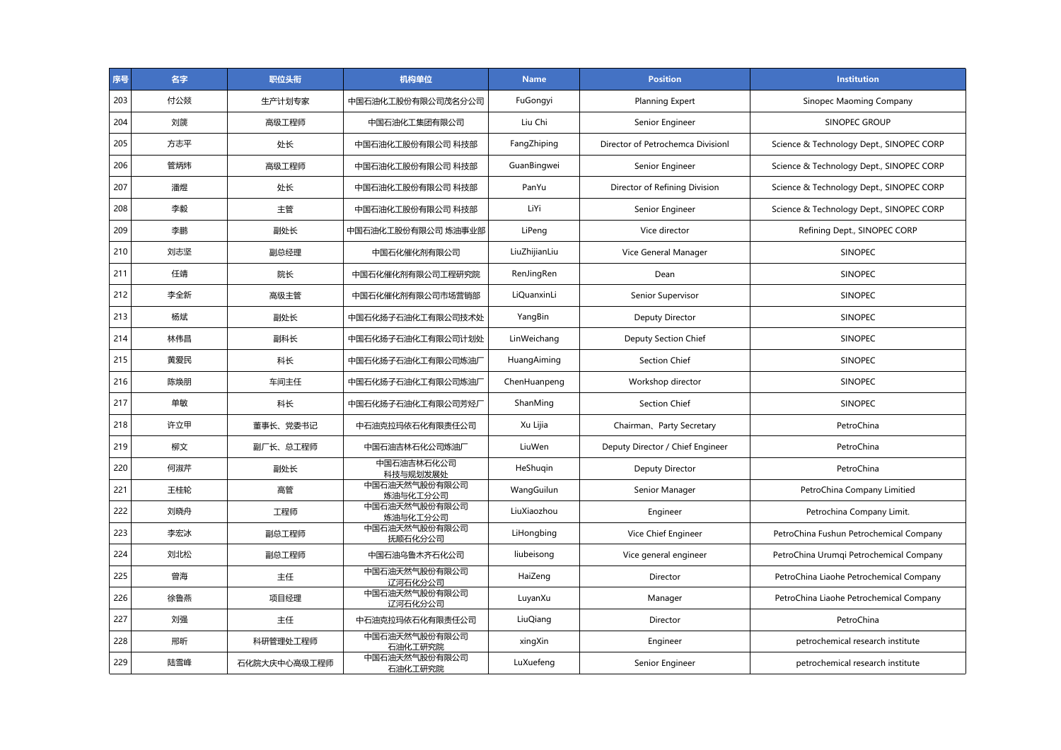| 序号 | 名字 | 职位头衔 | 机构单位 | Name | Position | Institution |
|---|---|---|---|---|---|---|
| 203 | 付公燚 | 生产计划专家 | 中国石油化工股份有限公司茂名分公司 | FuGongyi | Planning Expert | Sinopec Maoming Company |
| 204 | 刘篪 | 高级工程师 | 中国石油化工集团有限公司 | Liu Chi | Senior Engineer | SINOPEC GROUP |
| 205 | 方志平 | 处长 | 中国石油化工股份有限公司 科技部 | FangZhiping | Director of Petrochemca Divisionl | Science & Technology Dept., SINOPEC CORP |
| 206 | 管炳炜 | 高级工程师 | 中国石油化工股份有限公司 科技部 | GuanBingwei | Senior Engineer | Science & Technology Dept., SINOPEC CORP |
| 207 | 潘煜 | 处长 | 中国石油化工股份有限公司 科技部 | PanYu | Director of Refining Division | Science & Technology Dept., SINOPEC CORP |
| 208 | 李毅 | 主管 | 中国石油化工股份有限公司 科技部 | LiYi | Senior Engineer | Science & Technology Dept., SINOPEC CORP |
| 209 | 李鹏 | 副处长 | 中国石油化工股份有限公司 炼油事业部 | LiPeng | Vice director | Refining Dept., SINOPEC CORP |
| 210 | 刘志坚 | 副总经理 | 中国石化催化剂有限公司 | LiuZhijianLiu | Vice General Manager | SINOPEC |
| 211 | 任靖 | 院长 | 中国石化催化剂有限公司工程研究院 | RenJingRen | Dean | SINOPEC |
| 212 | 李全新 | 高级主管 | 中国石化催化剂有限公司市场营销部 | LiQuanxinLi | Senior Supervisor | SINOPEC |
| 213 | 杨斌 | 副处长 | 中国石化扬子石油化工有限公司技术处 | YangBin | Deputy Director | SINOPEC |
| 214 | 林伟昌 | 副科长 | 中国石化扬子石油化工有限公司计划处 | LinWeichang | Deputy Section Chief | SINOPEC |
| 215 | 黄爱民 | 科长 | 中国石化扬子石油化工有限公司炼油厂 | HuangAiming | Section Chief | SINOPEC |
| 216 | 陈焕朋 | 车间主任 | 中国石化扬子石油化工有限公司炼油厂 | ChenHuanpeng | Workshop director | SINOPEC |
| 217 | 单敏 | 科长 | 中国石化扬子石油化工有限公司芳烃厂 | ShanMing | Section Chief | SINOPEC |
| 218 | 许立甲 | 董事长、党委书记 | 中石油克拉玛依石化有限责任公司 | Xu Lijia | Chairman、Party Secretary | PetroChina |
| 219 | 柳文 | 副厂长、总工程师 | 中国石油吉林石化公司炼油厂 | LiuWen | Deputy Director / Chief Engineer | PetroChina |
| 220 | 何淑芹 | 副处长 | 中国石油吉林石化公司<br>科技与规划发展处 | HeShuqin | Deputy Director | PetroChina |
| 221 | 王桂轮 | 高管 | 中国石油天然气股份有限公司<br>炼油与化工分公司 | WangGuilun | Senior Manager | PetroChina Company Limitied |
| 222 | 刘晓舟 | 工程师 | 中国石油天然气股份有限公司<br>炼油与化工分公司 | LiuXiaozhou | Engineer | Petrochina Company Limit. |
| 223 | 李宏冰 | 副总工程师 | 中国石油天然气股份有限公司<br>抚顺石化分公司 | LiHongbing | Vice Chief Engineer | PetroChina Fushun Petrochemical Company |
| 224 | 刘北松 | 副总工程师 | 中国石油乌鲁木齐石化公司 | liubeisong | Vice general engineer | PetroChina Urumqi Petrochemical Company |
| 225 | 曾海 | 主任 | 中国石油天然气股份有限公司<br>辽河石化分公司 | HaiZeng | Director | PetroChina Liaohe Petrochemical Company |
| 226 | 徐鲁燕 | 项目经理 | 中国石油天然气股份有限公司<br>辽河石化分公司 | LuyanXu | Manager | PetroChina Liaohe Petrochemical Company |
| 227 | 刘强 | 主任 | 中石油克拉玛依石化有限责任公司 | LiuQiang | Director | PetroChina |
| 228 | 邢昕 | 科研管理处工程师 | 中国石油天然气股份有限公司<br>石油化工研究院 | xingXin | Engineer | petrochemical research institute |
| 229 | 陆雪峰 | 石化院大庆中心高级工程师 | 中国石油天然气股份有限公司<br>石油化工研究院 | LuXuefeng | Senior Engineer | petrochemical research institute |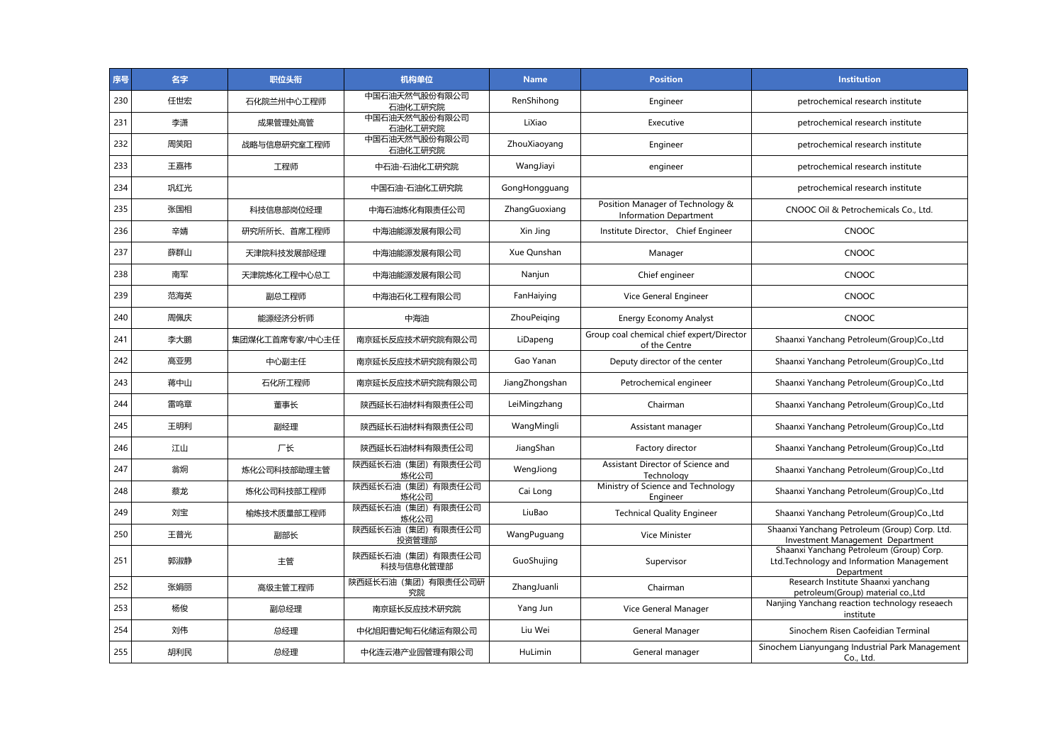| 序号 | 名字 | 职位头衔 | 机构单位 | Name | Position | Institution |
|---|---|---|---|---|---|---|
| 230 | 任世宏 | 石化院兰州中心工程师 | 中国石油天然气股份有限公司石油化工研究院 | RenShihong | Engineer | petrochemical research institute |
| 231 | 李潇 | 成果管理处高管 | 中国石油天然气股份有限公司石油化工研究院 | LiXiao | Executive | petrochemical research institute |
| 232 | 周笑阳 | 战略与信息研究室工程师 | 中国石油天然气股份有限公司石油化工研究院 | ZhouXiaoyang | Engineer | petrochemical research institute |
| 233 | 王嘉祎 | 工程师 | 中石油-石油化工研究院 | WangJiayi | engineer | petrochemical research institute |
| 234 | 巩红光 | | 中国石油-石油化工研究院 | GongHongguang | | petrochemical research institute |
| 235 | 张国相 | 科技信息部岗位经理 | 中海石油炼化有限责任公司 | ZhangGuoxiang | Position Manager of Technology & Information Department | CNOOC Oil & Petrochemicals Co., Ltd. |
| 236 | 辛婧 | 研究所所长、首席工程师 | 中海油能源发展有限公司 | Xin Jing | Institute Director、 Chief Engineer | CNOOC |
| 237 | 薛群山 | 天津院科技发展部经理 | 中海油能源发展有限公司 | Xue Qunshan | Manager | CNOOC |
| 238 | 南军 | 天津院炼化工程中心总工 | 中海油能源发展有限公司 | Nanjun | Chief engineer | CNOOC |
| 239 | 范海英 | 副总工程师 | 中海油石化工程有限公司 | FanHaiying | Vice General Engineer | CNOOC |
| 240 | 周佩庆 | 能源经济分析师 | 中海油 | ZhouPeiqing | Energy Economy Analyst | CNOOC |
| 241 | 李大鹏 | 集团煤化工首席专家/中心主任 | 南京延长反应技术研究院有限公司 | LiDapeng | Group coal chemical chief expert/Director of the Centre | Shaanxi Yanchang Petroleum(Group)Co.,Ltd |
| 242 | 高亚男 | 中心副主任 | 南京延长反应技术研究院有限公司 | Gao Yanan | Deputy director of the center | Shaanxi Yanchang Petroleum(Group)Co.,Ltd |
| 243 | 蒋中山 | 石化所工程师 | 南京延长反应技术研究院有限公司 | JiangZhongshan | Petrochemical engineer | Shaanxi Yanchang Petroleum(Group)Co.,Ltd |
| 244 | 雷鸣章 | 董事长 | 陕西延长石油材料有限责任公司 | LeiMingzhang | Chairman | Shaanxi Yanchang Petroleum(Group)Co.,Ltd |
| 245 | 王明利 | 副经理 | 陕西延长石油材料有限责任公司 | WangMingli | Assistant manager | Shaanxi Yanchang Petroleum(Group)Co.,Ltd |
| 246 | 江山 | 厂长 | 陕西延长石油材料有限责任公司 | JiangShan | Factory director | Shaanxi Yanchang Petroleum(Group)Co.,Ltd |
| 247 | 翁炯 | 炼化公司科技部助理主管 | 陕西延长石油（集团）有限责任公司炼化公司 | WengJiong | Assistant Director of Science and Technology | Shaanxi Yanchang Petroleum(Group)Co.,Ltd |
| 248 | 蔡龙 | 炼化公司科技部工程师 | 陕西延长石油（集团）有限责任公司炼化公司 | Cai Long | Ministry of Science and Technology Engineer | Shaanxi Yanchang Petroleum(Group)Co.,Ltd |
| 249 | 刘宝 | 榆炼技术质量部工程师 | 陕西延长石油（集团）有限责任公司炼化公司 | LiuBao | Technical Quality Engineer | Shaanxi Yanchang Petroleum(Group)Co.,Ltd |
| 250 | 王普光 | 副部长 | 陕西延长石油（集团）有限责任公司投资管理部 | WangPuguang | Vice Minister | Shaanxi Yanchang Petroleum (Group) Corp. Ltd. Investment Management Department |
| 251 | 郭淑静 | 主管 | 陕西延长石油（集团）有限责任公司科技与信息化管理部 | GuoShujing | Supervisor | Shaanxi Yanchang Petroleum (Group) Corp. Ltd.Technology and Information Management Department |
| 252 | 张娟丽 | 高级主管工程师 | 陕西延长石油（集团）有限责任公司研究院 | ZhangJuanli | Chairman | Research Institute Shaanxi yanchang petroleum(Group) material co.,Ltd |
| 253 | 杨俊 | 副总经理 | 南京延长反应技术研究院 | Yang Jun | Vice General Manager | Nanjing Yanchang reaction technology reseaech institute |
| 254 | 刘伟 | 总经理 | 中化旭阳曹妃甸石化储运有限公司 | Liu Wei | General Manager | Sinochem Risen Caofeidian Terminal |
| 255 | 胡利民 | 总经理 | 中化连云港产业园管理有限公司 | HuLimin | General manager | Sinochem Lianyungang Industrial Park Management Co., Ltd. |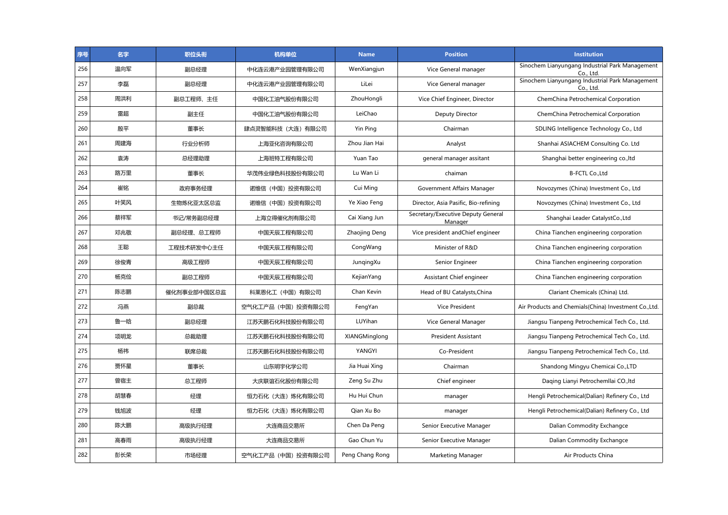| 序号 | 名字 | 职位头衔 | 机构单位 | Name | Position | Institution |
| --- | --- | --- | --- | --- | --- | --- |
| 256 | 温向军 | 副总经理 | 中化连云港产业园管理有限公司 | WenXiangjun | Vice General manager | Sinochem Lianyungang Industrial Park Management Co., Ltd. |
| 257 | 李磊 | 副总经理 | 中化连云港产业园管理有限公司 | LiLei | Vice General manager | Sinochem Lianyungang Industrial Park Management Co., Ltd. |
| 258 | 周洪利 | 副总工程师、主任 | 中国化工油气股份有限公司 | ZhouHongli | Vice Chief Engineer, Director | ChemChina Petrochemical Corporation |
| 259 | 雷超 | 副主任 | 中国化工油气股份有限公司 | LeiChao | Deputy Director | ChemChina Petrochemical Corporation |
| 260 | 殷平 | 董事长 | 肆点灵智能科技（大连）有限公司 | Yin Ping | Chairman | SDLING Intelligence Technology Co., Ltd |
| 261 | 周建海 | 行业分析师 | 上海亚化咨询有限公司 | Zhou Jian Hai | Analyst | Shanhai ASIACHEM Consulting Co. Ltd |
| 262 | 袁涛 | 总经理助理 | 上海班特工程有限公司 | Yuan Tao | general manager assitant | Shanghai better engineering co.,ltd |
| 263 | 路万里 | 董事长 | 华茂伟业绿色科技股份有限公司 | Lu Wan Li | chaiman | B-FCTL Co.,Ltd |
| 264 | 崔铭 | 政府事务经理 | 诺维信（中国）投资有限公司 | Cui Ming | Government Affairs Manager | Novozymes (China) Investment Co., Ltd |
| 265 | 叶笑风 | 生物炼化亚太区总监 | 诺维信（中国）投资有限公司 | Ye Xiao Feng | Director, Asia Pasific, Bio-refining | Novozymes (China) Investment Co., Ltd |
| 266 | 蔡祥军 | 书记/常务副总经理 | 上海立得催化剂有限公司 | Cai Xiang Jun | Secretary/Executive Deputy General Manager | Shanghai Leader CatalystCo.,Ltd |
| 267 | 邓兆敬 | 副总经理、总工程师 | 中国天辰工程有限公司 | Zhaojing Deng | Vice president andChief engineer | China Tianchen engineering corporation |
| 268 | 王聪 | 工程技术研发中心主任 | 中国天辰工程有限公司 | CongWang | Minister of R&D | China Tianchen engineering corporation |
| 269 | 徐俊青 | 高级工程师 | 中国天辰工程有限公司 | JunqingXu | Senior Engineer | China Tianchen engineering corporation |
| 270 | 杨克俭 | 副总工程师 | 中国天辰工程有限公司 | KejianYang | Assistant Chief engineer | China Tianchen engineering corporation |
| 271 | 陈志鹏 | 催化剂事业部中国区总监 | 科莱恩化工（中国）有限公司 | Chan Kevin | Head of BU Catalysts,China | Clariant Chemicals (China) Ltd. |
| 272 | 冯燕 | 副总裁 | 空气化工产品（中国）投资有限公司 | FengYan | Vice President | Air Products and Chemials(China) Investment Co.,Ltd. |
| 273 | 鲁一晗 | 副总经理 | 江苏天鹏石化科技股份有限公司 | LUYihan | Vice General Manager | Jiangsu Tianpeng Petrochemical Tech Co., Ltd. |
| 274 | 项明龙 | 总裁助理 | 江苏天鹏石化科技股份有限公司 | XIANGMinglong | President Assistant | Jiangsu Tianpeng Petrochemical Tech Co., Ltd. |
| 275 | 杨祎 | 联席总裁 | 江苏天鹏石化科技股份有限公司 | YANGYI | Co-President | Jiangsu Tianpeng Petrochemical Tech Co., Ltd. |
| 276 | 贾怀星 | 董事长 | 山东明宇化学公司 | Jia Huai Xing | Chairman | Shandong Mingyu Chemicai Co.,LTD |
| 277 | 曾宿主 | 总工程师 | 大庆联谊石化股份有限公司 | Zeng Su Zhu | Chief engineer | Daqing Lianyi Petrochemllai CO.,ltd |
| 278 | 胡慧春 | 经理 | 恒力石化（大连）炼化有限公司 | Hu Hui Chun | manager | Hengli Petrochemical(Dalian) Refinery Co., Ltd |
| 279 | 钱旭波 | 经理 | 恒力石化（大连）炼化有限公司 | Qian Xu Bo | manager | Hengli Petrochemical(Dalian) Refinery Co., Ltd |
| 280 | 陈大鹏 | 高级执行经理 | 大连商品交易所 | Chen Da Peng | Senior Executive Manager | Dalian Commodity Exchangce |
| 281 | 高春雨 | 高级执行经理 | 大连商品交易所 | Gao Chun Yu | Senior Executive Manager | Dalian Commodity Exchangce |
| 282 | 彭长荣 | 市场经理 | 空气化工产品（中国）投资有限公司 | Peng Chang Rong | Marketing Manager | Air Products China |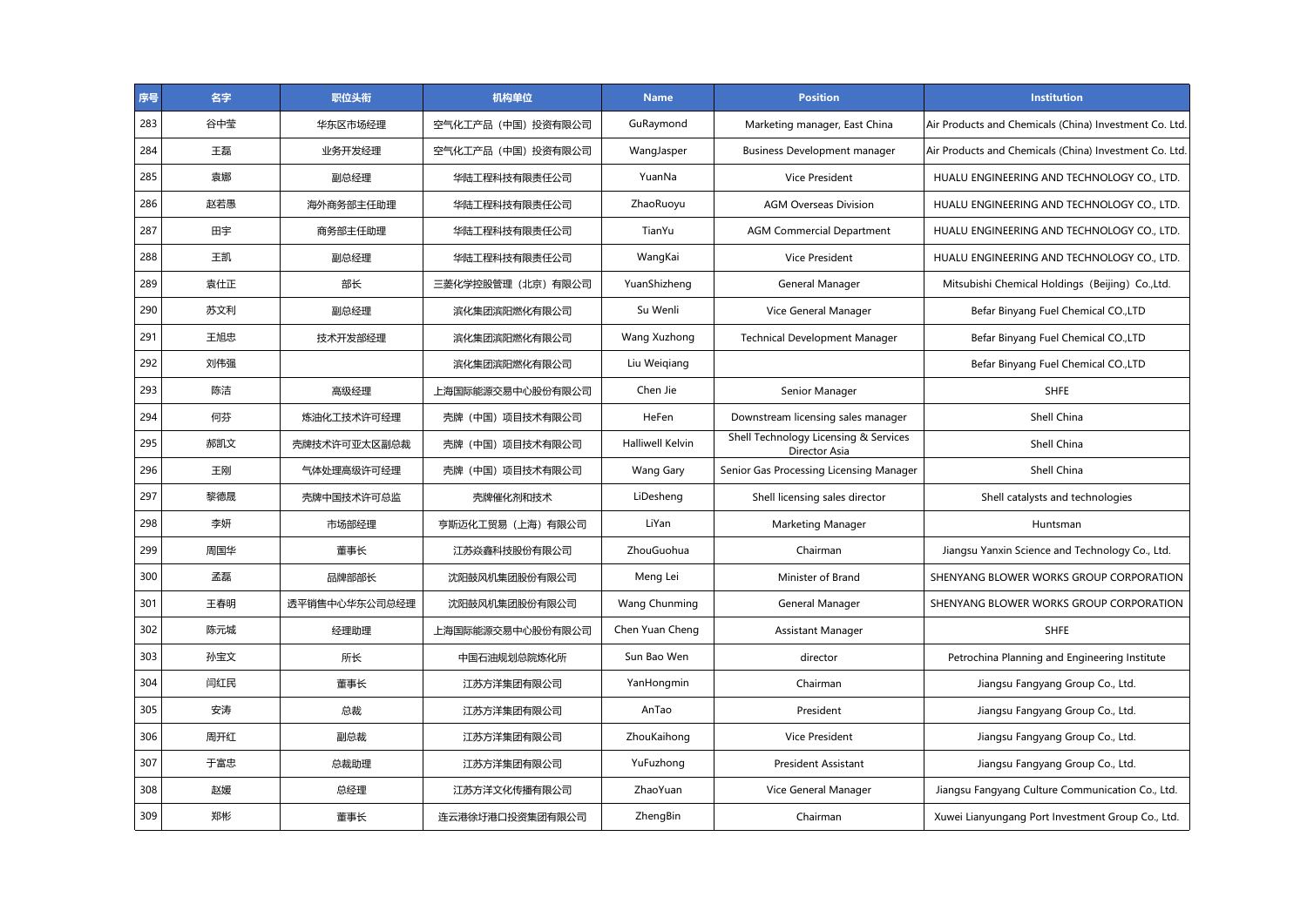| 序号 | 名字 | 职位头衔 | 机构单位 | Name | Position | Institution |
|---|---|---|---|---|---|---|
| 283 | 谷中莹 | 华东区市场经理 | 空气化工产品（中国）投资有限公司 | GuRaymond | Marketing manager, East China | Air Products and Chemicals (China) Investment Co. Ltd. |
| 284 | 王磊 | 业务开发经理 | 空气化工产品（中国）投资有限公司 | WangJasper | Business Development manager | Air Products and Chemicals (China) Investment Co. Ltd. |
| 285 | 袁娜 | 副总经理 | 华陆工程科技有限责任公司 | YuanNa | Vice President | HUALU ENGINEERING AND TECHNOLOGY CO., LTD. |
| 286 | 赵若愚 | 海外商务部主任助理 | 华陆工程科技有限责任公司 | ZhaoRuoyu | AGM Overseas Division | HUALU ENGINEERING AND TECHNOLOGY CO., LTD. |
| 287 | 田宇 | 商务部主任助理 | 华陆工程科技有限责任公司 | TianYu | AGM Commercial Department | HUALU ENGINEERING AND TECHNOLOGY CO., LTD. |
| 288 | 王凯 | 副总经理 | 华陆工程科技有限责任公司 | WangKai | Vice President | HUALU ENGINEERING AND TECHNOLOGY CO., LTD. |
| 289 | 袁仕正 | 部长 | 三菱化学控股管理（北京）有限公司 | YuanShizheng | General Manager | Mitsubishi Chemical Holdings（Beijing）Co.,Ltd. |
| 290 | 苏文利 | 副总经理 | 滨化集团滨阳燃化有限公司 | Su Wenli | Vice General Manager | Befar Binyang Fuel Chemical CO.,LTD |
| 291 | 王旭忠 | 技术开发部经理 | 滨化集团滨阳燃化有限公司 | Wang Xuzhong | Technical Development Manager | Befar Binyang Fuel Chemical CO.,LTD |
| 292 | 刘伟强 | | 滨化集团滨阳燃化有限公司 | Liu Weiqiang | | Befar Binyang Fuel Chemical CO.,LTD |
| 293 | 陈洁 | 高级经理 | 上海国际能源交易中心股份有限公司 | Chen Jie | Senior Manager | SHFE |
| 294 | 何芬 | 炼油化工技术许可经理 | 壳牌（中国）项目技术有限公司 | HeFen | Downstream licensing sales manager | Shell China |
| 295 | 郝凯文 | 壳牌技术许可亚太区副总裁 | 壳牌（中国）项目技术有限公司 | Halliwell Kelvin | Shell Technology Licensing & Services Director Asia | Shell China |
| 296 | 王刚 | 气体处理高级许可经理 | 壳牌（中国）项目技术有限公司 | Wang Gary | Senior Gas Processing Licensing Manager | Shell China |
| 297 | 黎德晟 | 壳牌中国技术许可总监 | 壳牌催化剂和技术 | LiDesheng | Shell licensing sales director | Shell catalysts and technologies |
| 298 | 李妍 | 市场部经理 | 亨斯迈化工贸易（上海）有限公司 | LiYan | Marketing Manager | Huntsman |
| 299 | 周国华 | 董事长 | 江苏焱鑫科技股份有限公司 | ZhouGuohua | Chairman | Jiangsu Yanxin Science and Technology Co., Ltd. |
| 300 | 孟磊 | 品牌部部长 | 沈阳鼓风机集团股份有限公司 | Meng Lei | Minister of Brand | SHENYANG BLOWER WORKS GROUP CORPORATION |
| 301 | 王春明 | 透平销售中心华东公司总经理 | 沈阳鼓风机集团股份有限公司 | Wang Chunming | General Manager | SHENYANG BLOWER WORKS GROUP CORPORATION |
| 302 | 陈元城 | 经理助理 | 上海国际能源交易中心股份有限公司 | Chen Yuan Cheng | Assistant Manager | SHFE |
| 303 | 孙宝文 | 所长 | 中国石油规划总院炼化所 | Sun Bao Wen | director | Petrochina Planning and Engineering Institute |
| 304 | 闫红民 | 董事长 | 江苏方洋集团有限公司 | YanHongmin | Chairman | Jiangsu Fangyang Group Co., Ltd. |
| 305 | 安涛 | 总裁 | 江苏方洋集团有限公司 | AnTao | President | Jiangsu Fangyang Group Co., Ltd. |
| 306 | 周开红 | 副总裁 | 江苏方洋集团有限公司 | ZhouKaihong | Vice President | Jiangsu Fangyang Group Co., Ltd. |
| 307 | 于富忠 | 总裁助理 | 江苏方洋集团有限公司 | YuFuzhong | President Assistant | Jiangsu Fangyang Group Co., Ltd. |
| 308 | 赵媛 | 总经理 | 江苏方洋文化传播有限公司 | ZhaoYuan | Vice General Manager | Jiangsu Fangyang Culture Communication Co., Ltd. |
| 309 | 郑彬 | 董事长 | 连云港徐圩港口投资集团有限公司 | ZhengBin | Chairman | Xuwei Lianyungang Port Investment Group Co., Ltd. |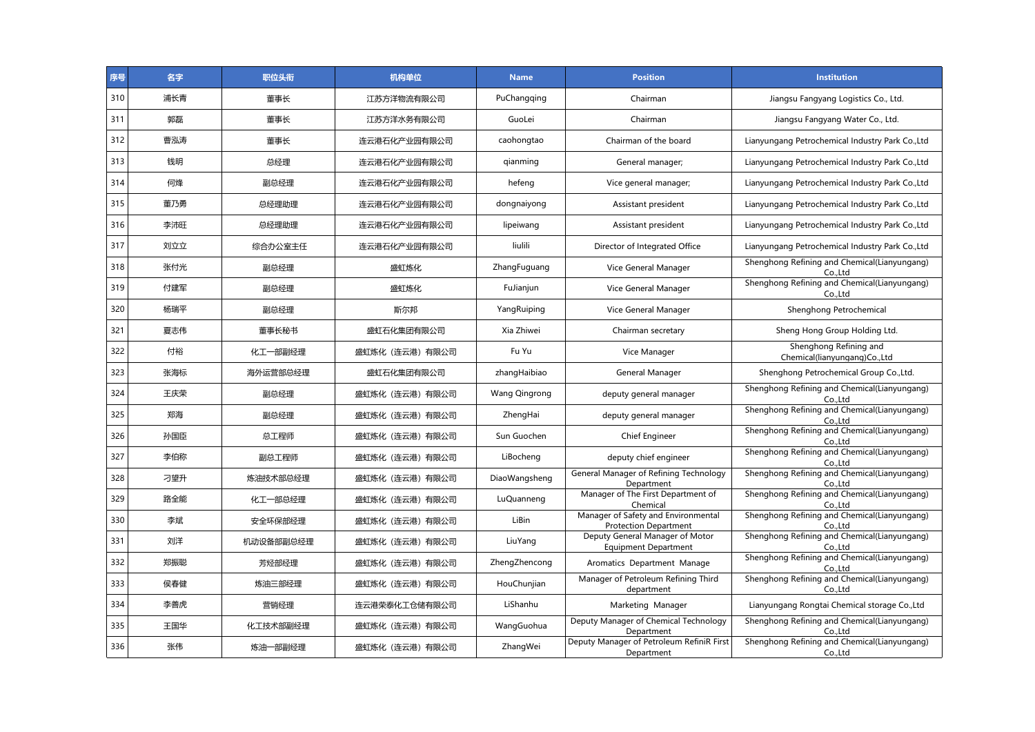| 序号 | 名字 | 职位头衔 | 机构单位 | Name | Position | Institution |
|---|---|---|---|---|---|---|
| 310 | 浦长青 | 董事长 | 江苏方洋物流有限公司 | PuChangqing | Chairman | Jiangsu Fangyang Logistics Co., Ltd. |
| 311 | 郭磊 | 董事长 | 江苏方洋水务有限公司 | GuoLei | Chairman | Jiangsu Fangyang Water Co., Ltd. |
| 312 | 曹泓涛 | 董事长 | 连云港石化产业园有限公司 | caohongtao | Chairman of the board | Lianyungang Petrochemical Industry Park Co.,Ltd |
| 313 | 钱明 | 总经理 | 连云港石化产业园有限公司 | qianming | General manager; | Lianyungang Petrochemical Industry Park Co.,Ltd |
| 314 | 何烽 | 副总经理 | 连云港石化产业园有限公司 | hefeng | Vice general manager; | Lianyungang Petrochemical Industry Park Co.,Ltd |
| 315 | 董乃勇 | 总经理助理 | 连云港石化产业园有限公司 | dongnaiyong | Assistant president | Lianyungang Petrochemical Industry Park Co.,Ltd |
| 316 | 李沛旺 | 总经理助理 | 连云港石化产业园有限公司 | lipeiwang | Assistant president | Lianyungang Petrochemical Industry Park Co.,Ltd |
| 317 | 刘立立 | 综合办公室主任 | 连云港石化产业园有限公司 | liulili | Director of Integrated Office | Lianyungang Petrochemical Industry Park Co.,Ltd |
| 318 | 张付光 | 副总经理 | 盛虹炼化 | ZhangFuguang | Vice General Manager | Shenghong Refining and Chemical(Lianyungang) Co.,Ltd |
| 319 | 付建军 | 副总经理 | 盛虹炼化 | FuJianjun | Vice General Manager | Shenghong Refining and Chemical(Lianyungang) Co.,Ltd |
| 320 | 杨瑞平 | 副总经理 | 斯尔邦 | YangRuiping | Vice General Manager | Shenghong Petrochemical |
| 321 | 夏志伟 | 董事长秘书 | 盛虹石化集团有限公司 | Xia Zhiwei | Chairman secretary | Sheng Hong Group Holding Ltd. |
| 322 | 付裕 | 化工一部副经理 | 盛虹炼化（连云港）有限公司 | Fu Yu | Vice Manager | Shenghong Refining and Chemical(lianyungang)Co.,Ltd |
| 323 | 张海标 | 海外运营部总经理 | 盛虹石化集团有限公司 | zhangHaibiao | General Manager | Shenghong Petrochemical Group Co.,Ltd. |
| 324 | 王庆荣 | 副总经理 | 盛虹炼化（连云港）有限公司 | Wang Qingrong | deputy general manager | Shenghong Refining and Chemical(Lianyungang) Co.,Ltd |
| 325 | 郑海 | 副总经理 | 盛虹炼化（连云港）有限公司 | ZhengHai | deputy general manager | Shenghong Refining and Chemical(Lianyungang) Co.,Ltd |
| 326 | 孙国臣 | 总工程师 | 盛虹炼化（连云港）有限公司 | Sun Guochen | Chief Engineer | Shenghong Refining and Chemical(Lianyungang) Co.,Ltd |
| 327 | 李伯称 | 副总工程师 | 盛虹炼化（连云港）有限公司 | LiBocheng | deputy chief engineer | Shenghong Refining and Chemical(Lianyungang) Co.,Ltd |
| 328 | 刁望升 | 炼油技术部总经理 | 盛虹炼化（连云港）有限公司 | DiaoWangsheng | General Manager of Refining Technology Department | Shenghong Refining and Chemical(Lianyungang) Co.,Ltd |
| 329 | 路全能 | 化工一部总经理 | 盛虹炼化（连云港）有限公司 | LuQuanneng | Manager of The First Department of Chemical | Shenghong Refining and Chemical(Lianyungang) Co.,Ltd |
| 330 | 李斌 | 安全环保部经理 | 盛虹炼化（连云港）有限公司 | LiBin | Manager of Safety and Environmental Protection Department | Shenghong Refining and Chemical(Lianyungang) Co.,Ltd |
| 331 | 刘洋 | 机动设备部副总经理 | 盛虹炼化（连云港）有限公司 | LiuYang | Deputy General Manager of Motor Equipment Department | Shenghong Refining and Chemical(Lianyungang) Co.,Ltd |
| 332 | 郑振聪 | 芳烃部经理 | 盛虹炼化（连云港）有限公司 | ZhengZhencong | Aromatics Department Manage | Shenghong Refining and Chemical(Lianyungang) Co.,Ltd |
| 333 | 侯春健 | 炼油三部经理 | 盛虹炼化（连云港）有限公司 | HouChunjian | Manager of Petroleum Refining Third department | Shenghong Refining and Chemical(Lianyungang) Co.,Ltd |
| 334 | 李善虎 | 营销经理 | 连云港荣泰化工仓储有限公司 | LiShanhu | Marketing Manager | Lianyungang Rongtai Chemical storage Co.,Ltd |
| 335 | 王国华 | 化工技术部副经理 | 盛虹炼化（连云港）有限公司 | WangGuohua | Deputy Manager of Chemical Technology Department | Shenghong Refining and Chemical(Lianyungang) Co.,Ltd |
| 336 | 张伟 | 炼油一部副经理 | 盛虹炼化（连云港）有限公司 | ZhangWei | Deputy Manager of Petroleum RefiniR First Department | Shenghong Refining and Chemical(Lianyungang) Co.,Ltd |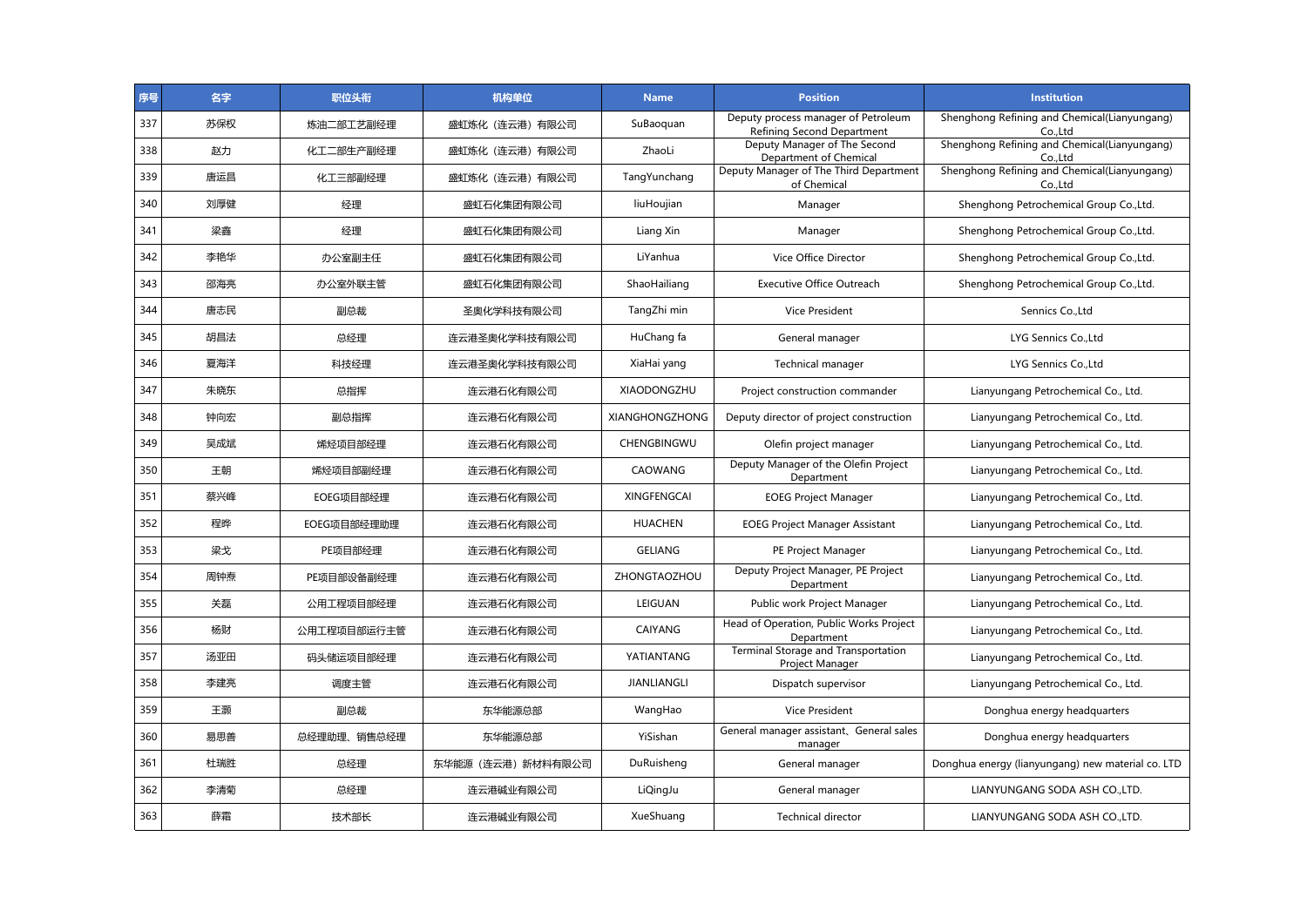| 序号 | 名字 | 职位头衔 | 机构单位 | Name | Position | Institution |
|---|---|---|---|---|---|---|
| 337 | 苏保权 | 炼油二部工艺副经理 | 盛虹炼化（连云港）有限公司 | SuBaoquan | Deputy process manager of Petroleum Refining Second Department | Shenghong Refining and Chemical(Lianyungang) Co.,Ltd |
| 338 | 赵力 | 化工二部生产副经理 | 盛虹炼化（连云港）有限公司 | ZhaoLi | Deputy Manager of The Second Department of Chemical | Shenghong Refining and Chemical(Lianyungang) Co.,Ltd |
| 339 | 唐运昌 | 化工三部副经理 | 盛虹炼化（连云港）有限公司 | TangYunchang | Deputy Manager of The Third Department of Chemical | Shenghong Refining and Chemical(Lianyungang) Co.,Ltd |
| 340 | 刘厚健 | 经理 | 盛虹石化集团有限公司 | liuHoujian | Manager | Shenghong Petrochemical Group Co.,Ltd. |
| 341 | 梁鑫 | 经理 | 盛虹石化集团有限公司 | Liang Xin | Manager | Shenghong Petrochemical Group Co.,Ltd. |
| 342 | 李艳华 | 办公室副主任 | 盛虹石化集团有限公司 | LiYanhua | Vice Office Director | Shenghong Petrochemical Group Co.,Ltd. |
| 343 | 邵海亮 | 办公室外联主管 | 盛虹石化集团有限公司 | ShaoHailiang | Executive Office Outreach | Shenghong Petrochemical Group Co.,Ltd. |
| 344 | 唐志民 | 副总裁 | 圣奥化学科技有限公司 | TangZhi min | Vice President | Sennics Co.,Ltd |
| 345 | 胡昌法 | 总经理 | 连云港圣奥化学科技有限公司 | HuChang fa | General manager | LYG Sennics Co.,Ltd |
| 346 | 夏海洋 | 科技经理 | 连云港圣奥化学科技有限公司 | XiaHai yang | Technical manager | LYG Sennics Co.,Ltd |
| 347 | 朱晓东 | 总指挥 | 连云港石化有限公司 | XIAODONGZHU | Project construction commander | Lianyungang Petrochemical Co., Ltd. |
| 348 | 钟向宏 | 副总指挥 | 连云港石化有限公司 | XIANGHONGZHONG | Deputy director of project construction | Lianyungang Petrochemical Co., Ltd. |
| 349 | 吴成斌 | 烯烃项目部经理 | 连云港石化有限公司 | CHENGBINGWU | Olefin project manager | Lianyungang Petrochemical Co., Ltd. |
| 350 | 王朝 | 烯烃项目部副经理 | 连云港石化有限公司 | CAOWANG | Deputy Manager of the Olefin Project Department | Lianyungang Petrochemical Co., Ltd. |
| 351 | 蔡兴峰 | EOEG项目部经理 | 连云港石化有限公司 | XINGFENGCAI | EOEG Project Manager | Lianyungang Petrochemical Co., Ltd. |
| 352 | 程晔 | EOEG项目部经理助理 | 连云港石化有限公司 | HUACHEN | EOEG Project Manager Assistant | Lianyungang Petrochemical Co., Ltd. |
| 353 | 梁戈 | PE项目部经理 | 连云港石化有限公司 | GELIANG | PE Project Manager | Lianyungang Petrochemical Co., Ltd. |
| 354 | 周钟焘 | PE项目部设备副经理 | 连云港石化有限公司 | ZHONGTAOZHOU | Deputy Project Manager, PE Project Department | Lianyungang Petrochemical Co., Ltd. |
| 355 | 关磊 | 公用工程项目部经理 | 连云港石化有限公司 | LEIGUAN | Public work Project Manager | Lianyungang Petrochemical Co., Ltd. |
| 356 | 杨财 | 公用工程项目部运行主管 | 连云港石化有限公司 | CAIYANG | Head of Operation, Public Works Project Department | Lianyungang Petrochemical Co., Ltd. |
| 357 | 汤亚田 | 码头储运项目部经理 | 连云港石化有限公司 | YATIANTANG | Terminal Storage and Transportation Project Manager | Lianyungang Petrochemical Co., Ltd. |
| 358 | 李建亮 | 调度主管 | 连云港石化有限公司 | JIANLIANGLI | Dispatch supervisor | Lianyungang Petrochemical Co., Ltd. |
| 359 | 王灏 | 副总裁 | 东华能源总部 | WangHao | Vice President | Donghua energy headquarters |
| 360 | 易思善 | 总经理助理、销售总经理 | 东华能源总部 | YiSishan | General manager assistant、General sales manager | Donghua energy headquarters |
| 361 | 杜瑞胜 | 总经理 | 东华能源（连云港）新材料有限公司 | DuRuisheng | General manager | Donghua energy (lianyungang) new material co. LTD |
| 362 | 李清菊 | 总经理 | 连云港碱业有限公司 | LiQingJu | General manager | LIANYUNGANG SODA ASH CO.,LTD. |
| 363 | 薛霜 | 技术部长 | 连云港碱业有限公司 | XueShuang | Technical director | LIANYUNGANG SODA ASH CO.,LTD. |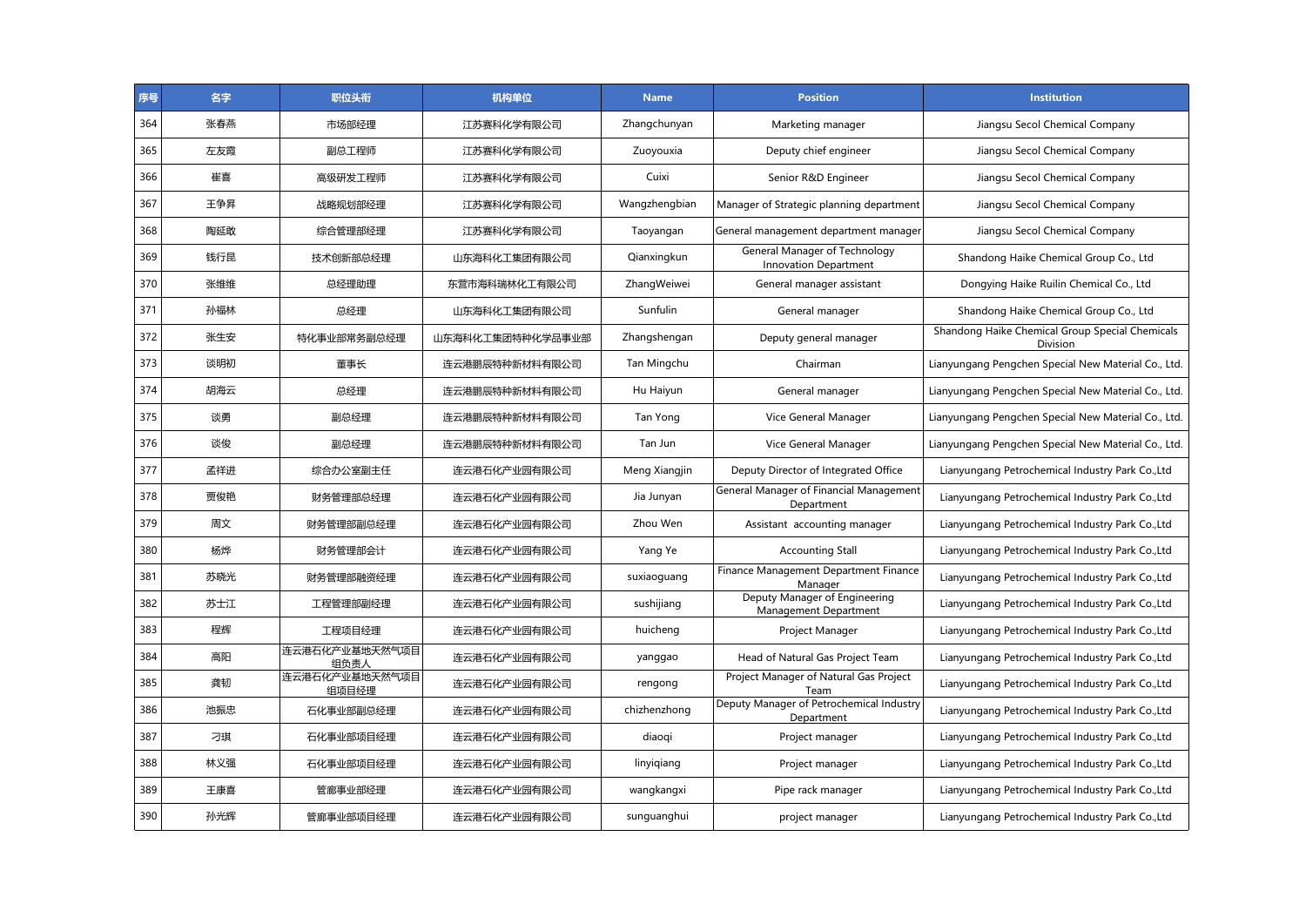| 序号 | 名字 | 职位头衔 | 机构单位 | Name | Position | Institution |
|---|---|---|---|---|---|---|
| 364 | 张春燕 | 市场部经理 | 江苏赛科化学有限公司 | Zhangchunyan | Marketing manager | Jiangsu Secol Chemical Company |
| 365 | 左友霞 | 副总工程师 | 江苏赛科化学有限公司 | Zuoyouxia | Deputy chief engineer | Jiangsu Secol Chemical Company |
| 366 | 崔喜 | 高级研发工程师 | 江苏赛科化学有限公司 | Cuixi | Senior R&D Engineer | Jiangsu Secol Chemical Company |
| 367 | 王争昇 | 战略规划部经理 | 江苏赛科化学有限公司 | Wangzhengbian | Manager of Strategic planning department | Jiangsu Secol Chemical Company |
| 368 | 陶延敢 | 综合管理部经理 | 江苏赛科化学有限公司 | Taoyangan | General management department manager | Jiangsu Secol Chemical Company |
| 369 | 钱行昆 | 技术创新部总经理 | 山东海科化工集团有限公司 | Qianxingkun | General Manager of Technology Innovation Department | Shandong Haike Chemical Group Co., Ltd |
| 370 | 张维维 | 总经理助理 | 东营市海科瑞林化工有限公司 | ZhangWeiwei | General manager assistant | Dongying Haike Ruilin Chemical Co., Ltd |
| 371 | 孙福林 | 总经理 | 山东海科化工集团有限公司 | Sunfulin | General manager | Shandong Haike Chemical Group Co., Ltd |
| 372 | 张生安 | 特化事业部常务副总经理 | 山东海科化工集团特种化学品事业部 | Zhangshengan | Deputy general manager | Shandong Haike Chemical Group Special Chemicals Division |
| 373 | 谈明初 | 董事长 | 连云港鹏辰特种新材料有限公司 | Tan Mingchu | Chairman | Lianyungang Pengchen Special New Material Co., Ltd. |
| 374 | 胡海云 | 总经理 | 连云港鹏辰特种新材料有限公司 | Hu Haiyun | General manager | Lianyungang Pengchen Special New Material Co., Ltd. |
| 375 | 谈勇 | 副总经理 | 连云港鹏辰特种新材料有限公司 | Tan Yong | Vice General Manager | Lianyungang Pengchen Special New Material Co., Ltd. |
| 376 | 谈俊 | 副总经理 | 连云港鹏辰特种新材料有限公司 | Tan Jun | Vice General Manager | Lianyungang Pengchen Special New Material Co., Ltd. |
| 377 | 孟祥进 | 综合办公室副主任 | 连云港石化产业园有限公司 | Meng Xiangjin | Deputy Director of Integrated Office | Lianyungang Petrochemical Industry Park Co.,Ltd |
| 378 | 贾俊艳 | 财务管理部总经理 | 连云港石化产业园有限公司 | Jia Junyan | General Manager of Financial Management Department | Lianyungang Petrochemical Industry Park Co.,Ltd |
| 379 | 周文 | 财务管理部副总经理 | 连云港石化产业园有限公司 | Zhou Wen | Assistant accounting manager | Lianyungang Petrochemical Industry Park Co.,Ltd |
| 380 | 杨烨 | 财务管理部会计 | 连云港石化产业园有限公司 | Yang Ye | Accounting Stall | Lianyungang Petrochemical Industry Park Co.,Ltd |
| 381 | 苏晓光 | 财务管理部融资经理 | 连云港石化产业园有限公司 | suxiaoguang | Finance Management Department Finance Manager | Lianyungang Petrochemical Industry Park Co.,Ltd |
| 382 | 苏士江 | 工程管理部副经理 | 连云港石化产业园有限公司 | sushijiang | Deputy Manager of Engineering Management Department | Lianyungang Petrochemical Industry Park Co.,Ltd |
| 383 | 程辉 | 工程项目经理 | 连云港石化产业园有限公司 | huicheng | Project Manager | Lianyungang Petrochemical Industry Park Co.,Ltd |
| 384 | 高阳 | 连云港石化产业基地天然气项目组负责人 | 连云港石化产业园有限公司 | yanggao | Head of Natural Gas Project Team | Lianyungang Petrochemical Industry Park Co.,Ltd |
| 385 | 龚韧 | 连云港石化产业基地天然气项目组项目经理 | 连云港石化产业园有限公司 | rengong | Project Manager of Natural Gas Project Team | Lianyungang Petrochemical Industry Park Co.,Ltd |
| 386 | 池振忠 | 石化事业部副总经理 | 连云港石化产业园有限公司 | chizhenzhong | Deputy Manager of Petrochemical Industry Department | Lianyungang Petrochemical Industry Park Co.,Ltd |
| 387 | 刁琪 | 石化事业部项目经理 | 连云港石化产业园有限公司 | diaoqi | Project manager | Lianyungang Petrochemical Industry Park Co.,Ltd |
| 388 | 林义强 | 石化事业部项目经理 | 连云港石化产业园有限公司 | linyiqiang | Project manager | Lianyungang Petrochemical Industry Park Co.,Ltd |
| 389 | 王康喜 | 管廊事业部经理 | 连云港石化产业园有限公司 | wangkangxi | Pipe rack manager | Lianyungang Petrochemical Industry Park Co.,Ltd |
| 390 | 孙光辉 | 管廊事业部项目经理 | 连云港石化产业园有限公司 | sunguanghui | project manager | Lianyungang Petrochemical Industry Park Co.,Ltd |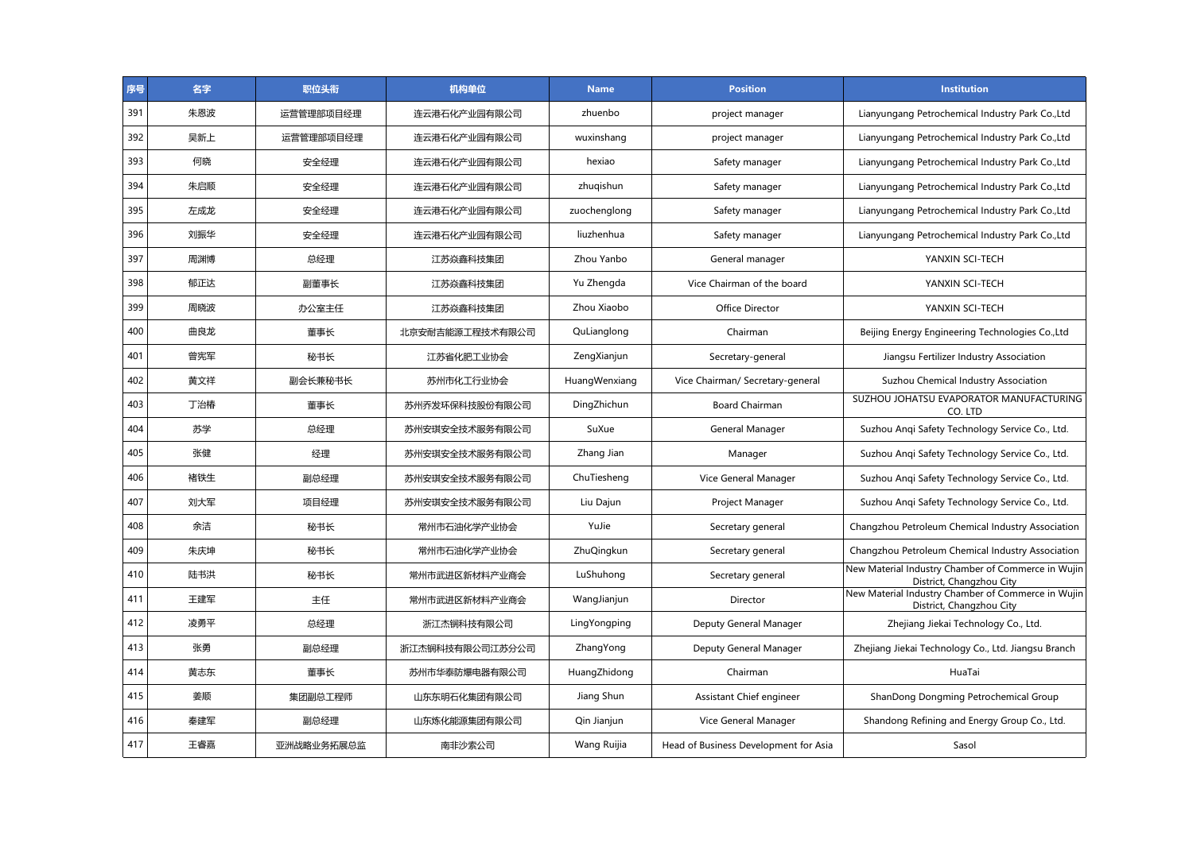| 序号 | 名字 | 职位头衔 | 机构单位 | Name | Position | Institution |
|---|---|---|---|---|---|---|
| 391 | 朱恩波 | 运营管理部项目经理 | 连云港石化产业园有限公司 | zhuenbo | project manager | Lianyungang Petrochemical Industry Park Co.,Ltd |
| 392 | 吴新上 | 运营管理部项目经理 | 连云港石化产业园有限公司 | wuxinshang | project manager | Lianyungang Petrochemical Industry Park Co.,Ltd |
| 393 | 何晓 | 安全经理 | 连云港石化产业园有限公司 | hexiao | Safety manager | Lianyungang Petrochemical Industry Park Co.,Ltd |
| 394 | 朱启顺 | 安全经理 | 连云港石化产业园有限公司 | zhuqishun | Safety manager | Lianyungang Petrochemical Industry Park Co.,Ltd |
| 395 | 左成龙 | 安全经理 | 连云港石化产业园有限公司 | zuochenglong | Safety manager | Lianyungang Petrochemical Industry Park Co.,Ltd |
| 396 | 刘振华 | 安全经理 | 连云港石化产业园有限公司 | liuzhenhua | Safety manager | Lianyungang Petrochemical Industry Park Co.,Ltd |
| 397 | 周渊博 | 总经理 | 江苏焱鑫科技集团 | Zhou Yanbo | General manager | YANXIN SCI-TECH |
| 398 | 郁正达 | 副董事长 | 江苏焱鑫科技集团 | Yu Zhengda | Vice Chairman of the board | YANXIN SCI-TECH |
| 399 | 周晓波 | 办公室主任 | 江苏焱鑫科技集团 | Zhou Xiaobo | Office Director | YANXIN SCI-TECH |
| 400 | 曲良龙 | 董事长 | 北京寰耐吉能源工程技术有限公司 | QuLianglong | Chairman | Beijing Energy Engineering Technologies Co.,Ltd |
| 401 | 曾宪军 | 秘书长 | 江苏省化肥工业协会 | ZengXianjun | Secretary-general | Jiangsu Fertilizer Industry Association |
| 402 | 黄文祥 | 副会长兼秘书长 | 苏州市化工行业协会 | HuangWenxiang | Vice Chairman/ Secretary-general | Suzhou Chemical Industry Association |
| 403 | 丁治椿 | 董事长 | 苏州乔发环保科技股份有限公司 | DingZhichun | Board Chairman | SUZHOU JOHATSU EVAPORATOR MANUFACTURING CO. LTD |
| 404 | 苏学 | 总经理 | 苏州安琪安全技术服务有限公司 | SuXue | General Manager | Suzhou Anqi Safety Technology Service Co., Ltd. |
| 405 | 张健 | 经理 | 苏州安琪安全技术服务有限公司 | Zhang Jian | Manager | Suzhou Anqi Safety Technology Service Co., Ltd. |
| 406 | 褚铁生 | 副总经理 | 苏州安琪安全技术服务有限公司 | ChuTiesheng | Vice General Manager | Suzhou Anqi Safety Technology Service Co., Ltd. |
| 407 | 刘大军 | 项目经理 | 苏州安琪安全技术服务有限公司 | Liu Dajun | Project Manager | Suzhou Anqi Safety Technology Service Co., Ltd. |
| 408 | 余洁 | 秘书长 | 常州市石油化学产业协会 | YuJie | Secretary general | Changzhou Petroleum Chemical Industry Association |
| 409 | 朱庆坤 | 秘书长 | 常州市石油化学产业协会 | ZhuQingkun | Secretary general | Changzhou Petroleum Chemical Industry Association |
| 410 | 陆书洪 | 秘书长 | 常州市武进区新材料产业商会 | LuShuhong | Secretary general | New Material Industry Chamber of Commerce in Wujin District, Changzhou City |
| 411 | 王建军 | 主任 | 常州市武进区新材料产业商会 | WangJianjun | Director | New Material Industry Chamber of Commerce in Wujin District, Changzhou City |
| 412 | 凌勇平 | 总经理 | 浙江杰锎科技有限公司 | LingYongping | Deputy General Manager | Zhejiang Jiekai Technology Co., Ltd. |
| 413 | 张勇 | 副总经理 | 浙江杰锎科技有限公司江苏分公司 | ZhangYong | Deputy General Manager | Zhejiang Jiekai Technology Co., Ltd. Jiangsu Branch |
| 414 | 黄志东 | 董事长 | 苏州市华泰防爆电器有限公司 | HuangZhidong | Chairman | HuaTai |
| 415 | 姜顺 | 集团副总工程师 | 山东东明石化集团有限公司 | Jiang Shun | Assistant Chief engineer | ShanDong Dongming Petrochemical Group |
| 416 | 秦建军 | 副总经理 | 山东炼化能源集团有限公司 | Qin Jianjun | Vice General Manager | Shandong Refining and Energy Group Co., Ltd. |
| 417 | 王睿嘉 | 亚洲战略业务拓展总监 | 南非沙索公司 | Wang Ruijia | Head of Business Development for Asia | Sasol |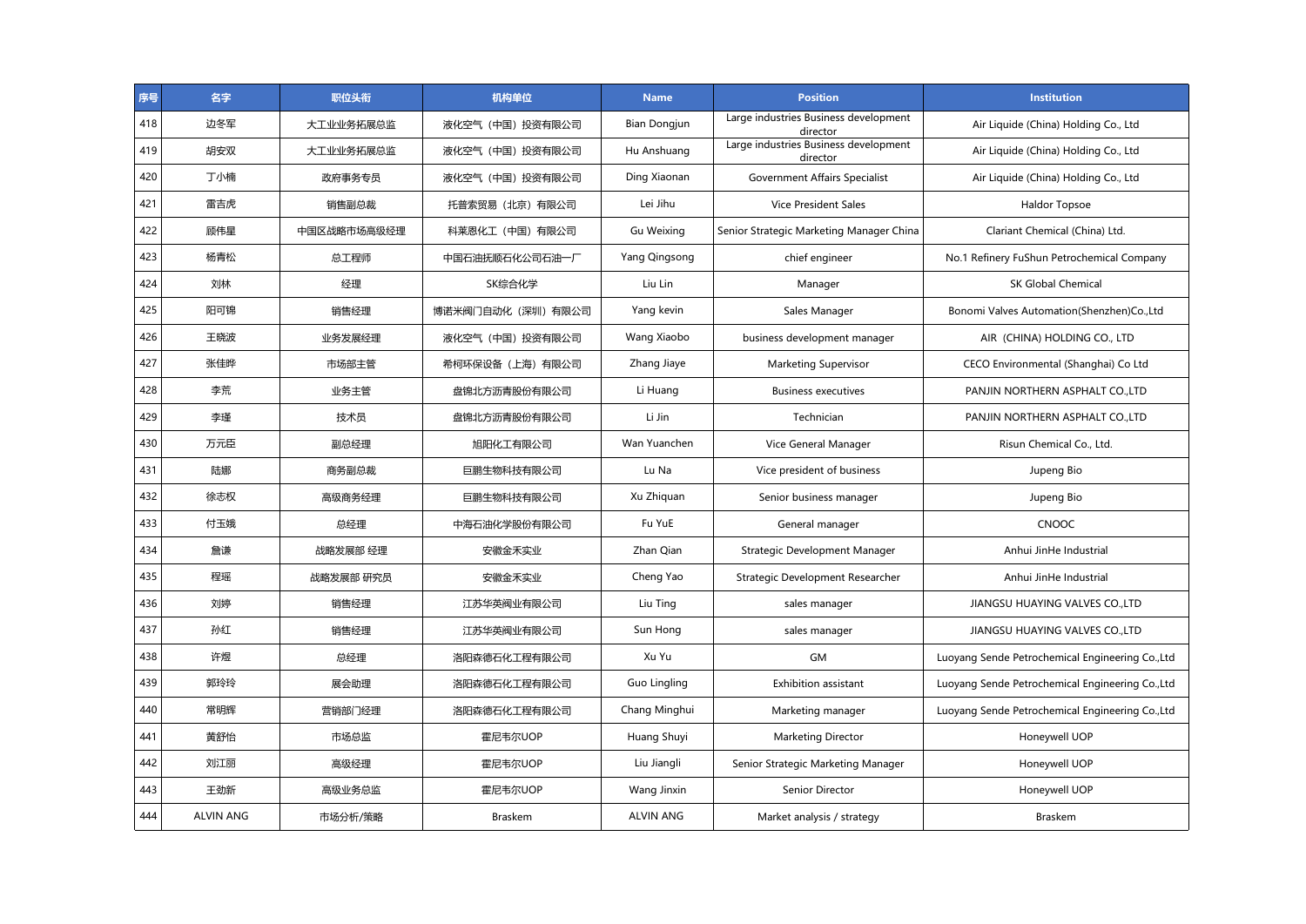| 序号 | 名字 | 职位头衔 | 机构单位 | Name | Position | Institution |
|---|---|---|---|---|---|---|
| 418 | 边冬军 | 大工业业务拓展总监 | 液化空气（中国）投资有限公司 | Bian Dongjun | Large industries Business development director | Air Liquide (China) Holding Co., Ltd |
| 419 | 胡安双 | 大工业业务拓展总监 | 液化空气（中国）投资有限公司 | Hu Anshuang | Large industries Business development director | Air Liquide (China) Holding Co., Ltd |
| 420 | 丁小楠 | 政府事务专员 | 液化空气（中国）投资有限公司 | Ding Xiaonan | Government Affairs Specialist | Air Liquide (China) Holding Co., Ltd |
| 421 | 雷吉虎 | 销售副总裁 | 托普索贸易（北京）有限公司 | Lei Jihu | Vice President Sales | Haldor Topsoe |
| 422 | 顾伟星 | 中国区战略市场高级经理 | 科莱恩化工（中国）有限公司 | Gu Weixing | Senior Strategic Marketing Manager China | Clariant Chemical (China) Ltd. |
| 423 | 杨青松 | 总工程师 | 中国石油抚顺石化公司石油一厂 | Yang Qingsong | chief engineer | No.1 Refinery FuShun Petrochemical Company |
| 424 | 刘林 | 经理 | SK综合化学 | Liu Lin | Manager | SK Global Chemical |
| 425 | 阳可锦 | 销售经理 | 博诺米阀门自动化（深圳）有限公司 | Yang kevin | Sales Manager | Bonomi Valves Automation(Shenzhen)Co.,Ltd |
| 426 | 王晓波 | 业务发展经理 | 液化空气（中国）投资有限公司 | Wang Xiaobo | business development manager | AIR (CHINA) HOLDING CO., LTD |
| 427 | 张佳晔 | 市场部主管 | 希柯环保设备（上海）有限公司 | Zhang Jiaye | Marketing Supervisor | CECO Environmental (Shanghai) Co Ltd |
| 428 | 李荒 | 业务主管 | 盘锦北方沥青股份有限公司 | Li Huang | Business executives | PANJIN NORTHERN ASPHALT CO.,LTD |
| 429 | 李瑾 | 技术员 | 盘锦北方沥青股份有限公司 | Li Jin | Technician | PANJIN NORTHERN ASPHALT CO.,LTD |
| 430 | 万元臣 | 副总经理 | 旭阳化工有限公司 | Wan Yuanchen | Vice General Manager | Risun Chemical Co., Ltd. |
| 431 | 陆娜 | 商务副总裁 | 巨鹏生物科技有限公司 | Lu Na | Vice president of business | Jupeng Bio |
| 432 | 徐志权 | 高级商务经理 | 巨鹏生物科技有限公司 | Xu Zhiquan | Senior business manager | Jupeng Bio |
| 433 | 付玉娥 | 总经理 | 中海石油化学股份有限公司 | Fu YuE | General manager | CNOOC |
| 434 | 詹谦 | 战略发展部 经理 | 安徽金禾实业 | Zhan Qian | Strategic Development Manager | Anhui JinHe Industrial |
| 435 | 程瑶 | 战略发展部 研究员 | 安徽金禾实业 | Cheng Yao | Strategic Development Researcher | Anhui JinHe Industrial |
| 436 | 刘婷 | 销售经理 | 江苏华英阀业有限公司 | Liu Ting | sales manager | JIANGSU HUAYING VALVES CO.,LTD |
| 437 | 孙红 | 销售经理 | 江苏华英阀业有限公司 | Sun Hong | sales manager | JIANGSU HUAYING VALVES CO.,LTD |
| 438 | 许煜 | 总经理 | 洛阳森德石化工程有限公司 | Xu Yu | GM | Luoyang Sende Petrochemical Engineering Co.,Ltd |
| 439 | 郭玲玲 | 展会助理 | 洛阳森德石化工程有限公司 | Guo Lingling | Exhibition assistant | Luoyang Sende Petrochemical Engineering Co.,Ltd |
| 440 | 常明辉 | 营销部门经理 | 洛阳森德石化工程有限公司 | Chang Minghui | Marketing manager | Luoyang Sende Petrochemical Engineering Co.,Ltd |
| 441 | 黄舒怡 | 市场总监 | 霍尼韦尔UOP | Huang Shuyi | Marketing Director | Honeywell UOP |
| 442 | 刘江丽 | 高级经理 | 霍尼韦尔UOP | Liu Jiangli | Senior Strategic Marketing Manager | Honeywell UOP |
| 443 | 王劲新 | 高级业务总监 | 霍尼韦尔UOP | Wang Jinxin | Senior Director | Honeywell UOP |
| 444 | ALVIN ANG | 市场分析/策略 | Braskem | ALVIN ANG | Market analysis / strategy | Braskem |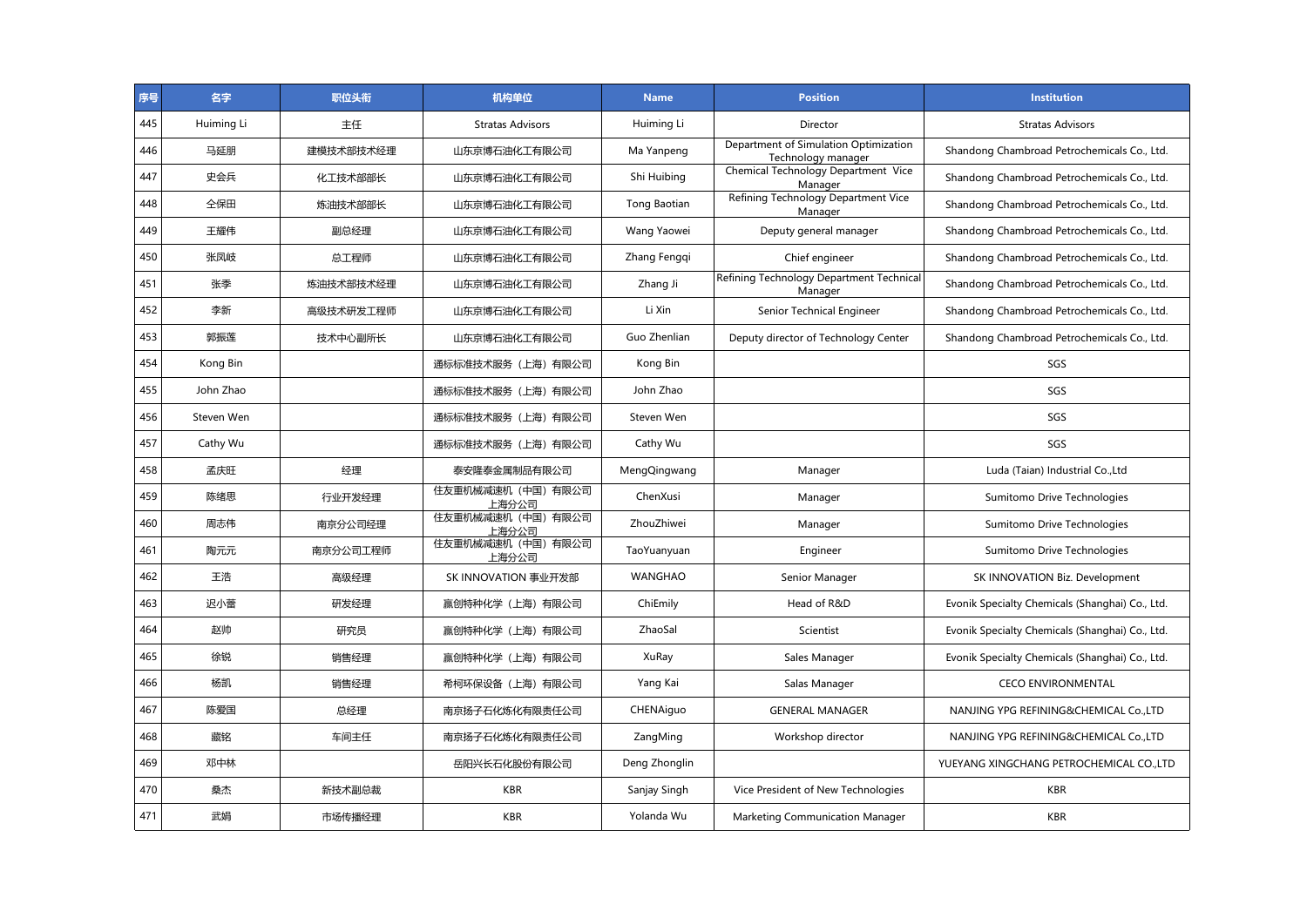| 序号 | 名字 | 职位头衔 | 机构单位 | Name | Position | Institution |
|---|---|---|---|---|---|---|
| 445 | Huiming Li | 主任 | Stratas Advisors | Huiming Li | Director | Stratas Advisors |
| 446 | 马延朋 | 建模技术部技术经理 | 山东京博石油化工有限公司 | Ma Yanpeng | Department of Simulation Optimization Technology manager | Shandong Chambroad Petrochemicals Co., Ltd. |
| 447 | 史会兵 | 化工技术部部长 | 山东京博石油化工有限公司 | Shi Huibing | Chemical Technology Department Vice Manager | Shandong Chambroad Petrochemicals Co., Ltd. |
| 448 | 仝保田 | 炼油技术部部长 | 山东京博石油化工有限公司 | Tong Baotian | Refining Technology Department Vice Manager | Shandong Chambroad Petrochemicals Co., Ltd. |
| 449 | 王耀伟 | 副总经理 | 山东京博石油化工有限公司 | Wang Yaowei | Deputy general manager | Shandong Chambroad Petrochemicals Co., Ltd. |
| 450 | 张凤岐 | 总工程师 | 山东京博石油化工有限公司 | Zhang Fengqi | Chief engineer | Shandong Chambroad Petrochemicals Co., Ltd. |
| 451 | 张季 | 炼油技术部技术经理 | 山东京博石油化工有限公司 | Zhang Ji | Refining Technology Department Technical Manager | Shandong Chambroad Petrochemicals Co., Ltd. |
| 452 | 李新 | 高级技术研发工程师 | 山东京博石油化工有限公司 | Li Xin | Senior Technical Engineer | Shandong Chambroad Petrochemicals Co., Ltd. |
| 453 | 郭振莲 | 技术中心副所长 | 山东京博石油化工有限公司 | Guo Zhenlian | Deputy director of Technology Center | Shandong Chambroad Petrochemicals Co., Ltd. |
| 454 | Kong Bin | | 通标标准技术服务（上海）有限公司 | Kong Bin | | SGS |
| 455 | John Zhao | | 通标标准技术服务（上海）有限公司 | John Zhao | | SGS |
| 456 | Steven Wen | | 通标标准技术服务（上海）有限公司 | Steven Wen | | SGS |
| 457 | Cathy Wu | | 通标标准技术服务（上海）有限公司 | Cathy Wu | | SGS |
| 458 | 孟庆旺 | 经理 | 泰安隆泰金属制品有限公司 | MengQingwang | Manager | Luda (Taian) Industrial Co.,Ltd |
| 459 | 陈绪思 | 行业开发经理 | 住友重机械减速机（中国）有限公司上海分公司 | ChenXusi | Manager | Sumitomo Drive Technologies |
| 460 | 周志伟 | 南京分公司经理 | 住友重机械减速机（中国）有限公司上海分公司 | ZhouZhiwei | Manager | Sumitomo Drive Technologies |
| 461 | 陶元元 | 南京分公司工程师 | 住友重机械减速机（中国）有限公司上海分公司 | TaoYuanyuan | Engineer | Sumitomo Drive Technologies |
| 462 | 王浩 | 高级经理 | SK INNOVATION 事业开发部 | WANGHAO | Senior Manager | SK INNOVATION Biz. Development |
| 463 | 迟小蕾 | 研发经理 | 赢创特种化学（上海）有限公司 | ChiEmily | Head of R&D | Evonik Specialty Chemicals (Shanghai) Co., Ltd. |
| 464 | 赵帅 | 研究员 | 赢创特种化学（上海）有限公司 | ZhaoSal | Scientist | Evonik Specialty Chemicals (Shanghai) Co., Ltd. |
| 465 | 徐锐 | 销售经理 | 赢创特种化学（上海）有限公司 | XuRay | Sales Manager | Evonik Specialty Chemicals (Shanghai) Co., Ltd. |
| 466 | 杨凯 | 销售经理 | 希柯环保设备（上海）有限公司 | Yang Kai | Salas Manager | CECO ENVIRONMENTAL |
| 467 | 陈爱国 | 总经理 | 南京扬子石化炼化有限责任公司 | CHENAiguo | GENERAL MANAGER | NANJING YPG REFINING&CHEMICAL Co.,LTD |
| 468 | 藏铭 | 车间主任 | 南京扬子石化炼化有限责任公司 | ZangMing | Workshop director | NANJING YPG REFINING&CHEMICAL Co.,LTD |
| 469 | 邓中林 | | 岳阳兴长石化股份有限公司 | Deng Zhonglin | | YUEYANG XINGCHANG PETROCHEMICAL CO.,LTD |
| 470 | 桑杰 | 新技术副总裁 | KBR | Sanjay Singh | Vice President of New Technologies | KBR |
| 471 | 武娟 | 市场传播经理 | KBR | Yolanda Wu | Marketing Communication Manager | KBR |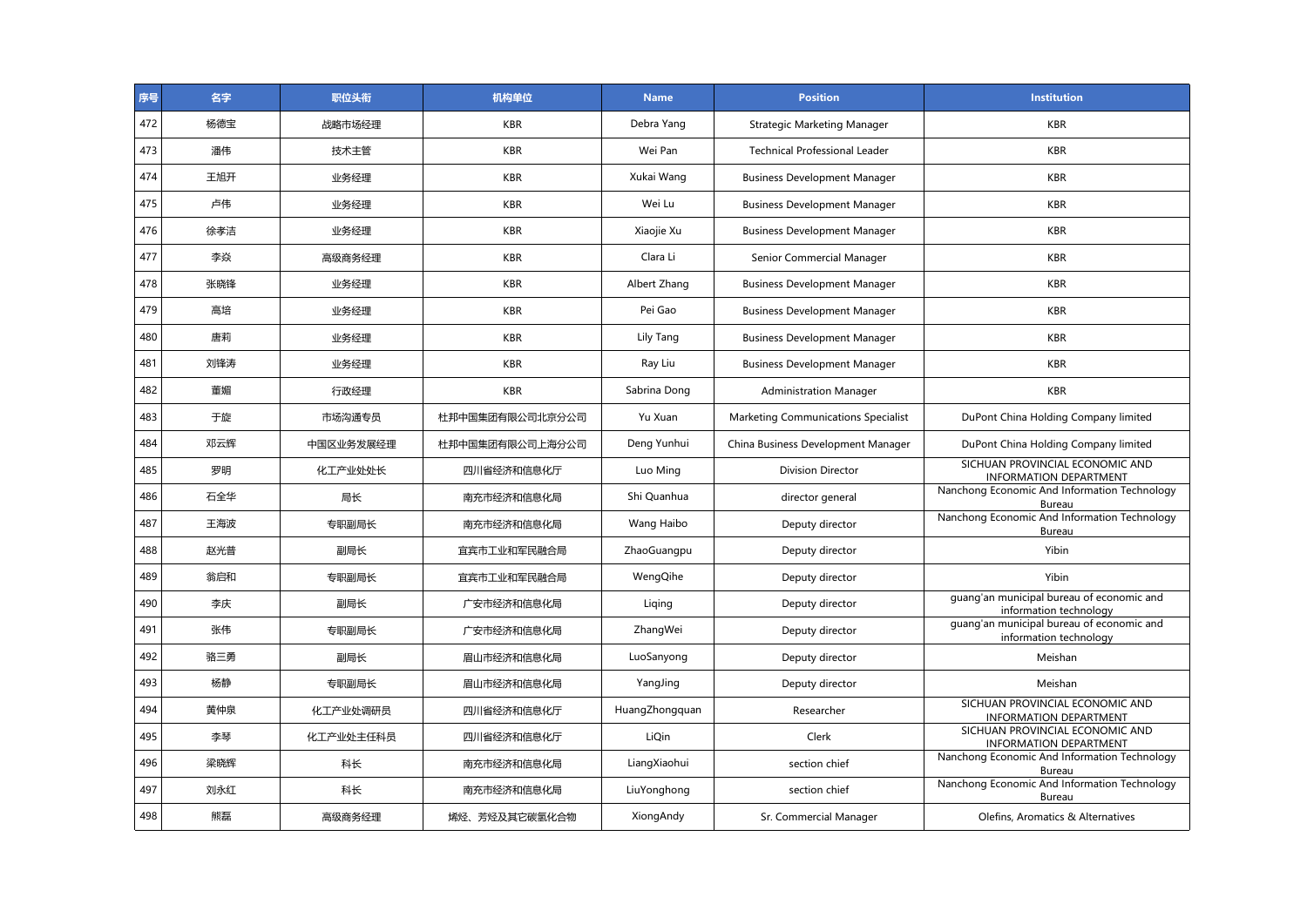| 序号 | 名字 | 职位头衔 | 机构单位 | Name | Position | Institution |
| --- | --- | --- | --- | --- | --- | --- |
| 472 | 杨德宝 | 战略市场经理 | KBR | Debra Yang | Strategic Marketing Manager | KBR |
| 473 | 潘伟 | 技术主管 | KBR | Wei Pan | Technical Professional Leader | KBR |
| 474 | 王旭开 | 业务经理 | KBR | Xukai Wang | Business Development Manager | KBR |
| 475 | 卢伟 | 业务经理 | KBR | Wei Lu | Business Development Manager | KBR |
| 476 | 徐孝洁 | 业务经理 | KBR | Xiaojie Xu | Business Development Manager | KBR |
| 477 | 李焱 | 高级商务经理 | KBR | Clara Li | Senior Commercial Manager | KBR |
| 478 | 张晓锋 | 业务经理 | KBR | Albert Zhang | Business Development Manager | KBR |
| 479 | 高培 | 业务经理 | KBR | Pei Gao | Business Development Manager | KBR |
| 480 | 唐莉 | 业务经理 | KBR | Lily Tang | Business Development Manager | KBR |
| 481 | 刘锋涛 | 业务经理 | KBR | Ray Liu | Business Development Manager | KBR |
| 482 | 董媚 | 行政经理 | KBR | Sabrina Dong | Administration Manager | KBR |
| 483 | 于旋 | 市场沟通专员 | 杜邦中国集团有限公司北京分公司 | Yu Xuan | Marketing Communications Specialist | DuPont China Holding Company limited |
| 484 | 邓云辉 | 中国区业务发展经理 | 杜邦中国集团有限公司上海分公司 | Deng Yunhui | China Business Development Manager | DuPont China Holding Company limited |
| 485 | 罗明 | 化工产业处处长 | 四川省经济和信息化厅 | Luo Ming | Division Director | SICHUAN PROVINCIAL ECONOMIC AND INFORMATION DEPARTMENT |
| 486 | 石全华 | 局长 | 南充市经济和信息化局 | Shi Quanhua | director general | Nanchong Economic And Information Technology Bureau |
| 487 | 王海波 | 专职副局长 | 南充市经济和信息化局 | Wang Haibo | Deputy director | Nanchong Economic And Information Technology Bureau |
| 488 | 赵光普 | 副局长 | 宜宾市工业和军民融合局 | ZhaoGuangpu | Deputy director | Yibin |
| 489 | 翁启和 | 专职副局长 | 宜宾市工业和军民融合局 | WengQihe | Deputy director | Yibin |
| 490 | 李庆 | 副局长 | 广安市经济和信息化局 | Liqing | Deputy director | guang'an municipal bureau of economic and information technology |
| 491 | 张伟 | 专职副局长 | 广安市经济和信息化局 | ZhangWei | Deputy director | guang'an municipal bureau of economic and information technology |
| 492 | 骆三勇 | 副局长 | 眉山市经济和信息化局 | LuoSanyong | Deputy director | Meishan |
| 493 | 杨静 | 专职副局长 | 眉山市经济和信息化局 | YangJing | Deputy director | Meishan |
| 494 | 黄仲泉 | 化工产业处调研员 | 四川省经济和信息化厅 | HuangZhongquan | Researcher | SICHUAN PROVINCIAL ECONOMIC AND INFORMATION DEPARTMENT |
| 495 | 李琴 | 化工产业处主任科员 | 四川省经济和信息化厅 | LiQin | Clerk | SICHUAN PROVINCIAL ECONOMIC AND INFORMATION DEPARTMENT |
| 496 | 梁晓辉 | 科长 | 南充市经济和信息化局 | LiangXiaohui | section chief | Nanchong Economic And Information Technology Bureau |
| 497 | 刘永红 | 科长 | 南充市经济和信息化局 | LiuYonghong | section chief | Nanchong Economic And Information Technology Bureau |
| 498 | 熊磊 | 高级商务经理 | 烯烃、芳烃及其它碳氢化合物 | XiongAndy | Sr. Commercial Manager | Olefins, Aromatics & Alternatives |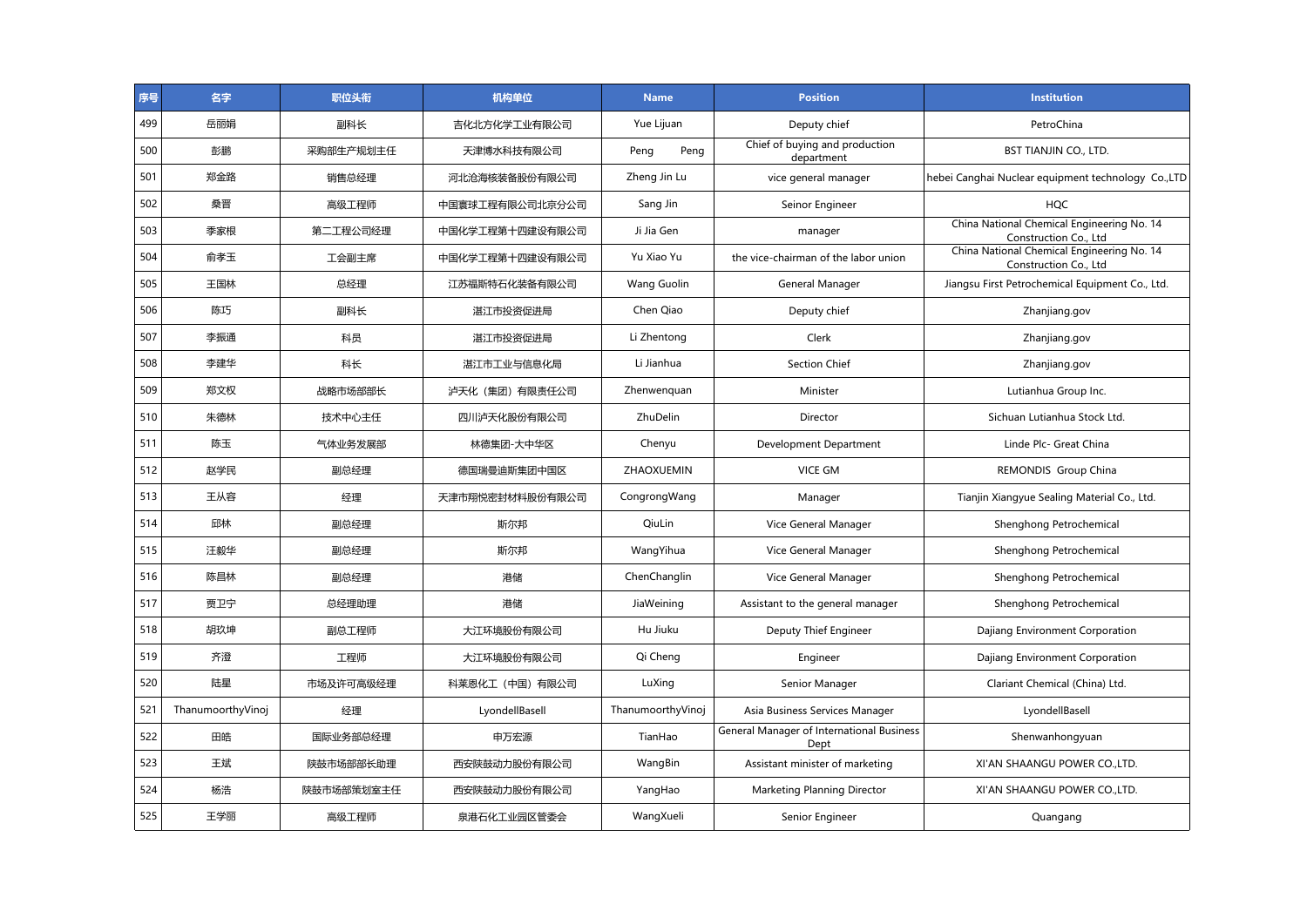| 序号 | 名字 | 职位头衔 | 机构单位 | Name | Position | Institution |
|---|---|---|---|---|---|---|
| 499 | 岳丽娟 | 副科长 | 吉化北方化学工业有限公司 | Yue Lijuan | Deputy chief | PetroChina |
| 500 | 彭鹏 | 采购部生产规划主任 | 天津博水科技有限公司 | Peng Peng | Chief of buying and production department | BST TIANJIN CO., LTD. |
| 501 | 郑金路 | 销售总经理 | 河北沧海核装备股份有限公司 | Zheng Jin Lu | vice general manager | hebei Canghai Nuclear equipment technology Co.,LTD |
| 502 | 桑晋 | 高级工程师 | 中国寰球工程有限公司北京分公司 | Sang Jin | Seinor Engineer | HQC |
| 503 | 季家根 | 第二工程公司经理 | 中国化学工程第十四建设有限公司 | Ji Jia Gen | manager | China National Chemical Engineering No. 14 Construction Co., Ltd |
| 504 | 俞孝玉 | 工会副主席 | 中国化学工程第十四建设有限公司 | Yu Xiao Yu | the vice-chairman of the labor union | China National Chemical Engineering No. 14 Construction Co., Ltd |
| 505 | 王国林 | 总经理 | 江苏福斯特石化装备有限公司 | Wang Guolin | General Manager | Jiangsu First Petrochemical Equipment Co., Ltd. |
| 506 | 陈巧 | 副科长 | 湛江市投资促进局 | Chen Qiao | Deputy chief | Zhanjiang.gov |
| 507 | 李振通 | 科员 | 湛江市投资促进局 | Li Zhentong | Clerk | Zhanjiang.gov |
| 508 | 李建华 | 科长 | 湛江市工业与信息化局 | Li Jianhua | Section Chief | Zhanjiang.gov |
| 509 | 郑文权 | 战略市场部部长 | 泸天化（集团）有限责任公司 | Zhenwenquan | Minister | Lutianhua Group Inc. |
| 510 | 朱德林 | 技术中心主任 | 四川泸天化股份有限公司 | ZhuDelin | Director | Sichuan Lutianhua Stock Ltd. |
| 511 | 陈玉 | 气体业务发展部 | 林德集团-大中华区 | Chenyu | Development Department | Linde Plc- Great China |
| 512 | 赵学民 | 副总经理 | 德国瑞曼迪斯集团中国区 | ZHAOXUEMIN | VICE GM | REMONDIS Group China |
| 513 | 王从容 | 经理 | 天津市翔悦密封材料股份有限公司 | CongrongWang | Manager | Tianjin Xiangyue Sealing Material Co., Ltd. |
| 514 | 邱林 | 副总经理 | 斯尔邦 | QiuLin | Vice General Manager | Shenghong Petrochemical |
| 515 | 汪毅华 | 副总经理 | 斯尔邦 | WangYihua | Vice General Manager | Shenghong Petrochemical |
| 516 | 陈昌林 | 副总经理 | 港储 | ChenChanglin | Vice General Manager | Shenghong Petrochemical |
| 517 | 贾卫宁 | 总经理助理 | 港储 | JiaWeining | Assistant to the general manager | Shenghong Petrochemical |
| 518 | 胡玖坤 | 副总工程师 | 大江环境股份有限公司 | Hu Jiuku | Deputy Thief Engineer | Dajiang Environment Corporation |
| 519 | 齐澄 | 工程师 | 大江环境股份有限公司 | Qi Cheng | Engineer | Dajiang Environment Corporation |
| 520 | 陆星 | 市场及许可高级经理 | 科莱恩化工（中国）有限公司 | LuXing | Senior Manager | Clariant Chemical (China) Ltd. |
| 521 | ThanumoorthyVinoj | 经理 | LyondellBasell | ThanumoorthyVinoj | Asia Business Services Manager | LyondellBasell |
| 522 | 田皓 | 国际业务部总经理 | 申万宏源 | TianHao | General Manager of International Business Dept | Shenwanhongyuan |
| 523 | 王斌 | 陕鼓市场部部长助理 | 西安陕鼓动力股份有限公司 | WangBin | Assistant minister of marketing | XI'AN SHAANGU POWER CO.,LTD. |
| 524 | 杨浩 | 陕鼓市场部策划室主任 | 西安陕鼓动力股份有限公司 | YangHao | Marketing Planning Director | XI'AN SHAANGU POWER CO.,LTD. |
| 525 | 王学丽 | 高级工程师 | 泉港石化工业园区管委会 | WangXueli | Senior Engineer | Quangang |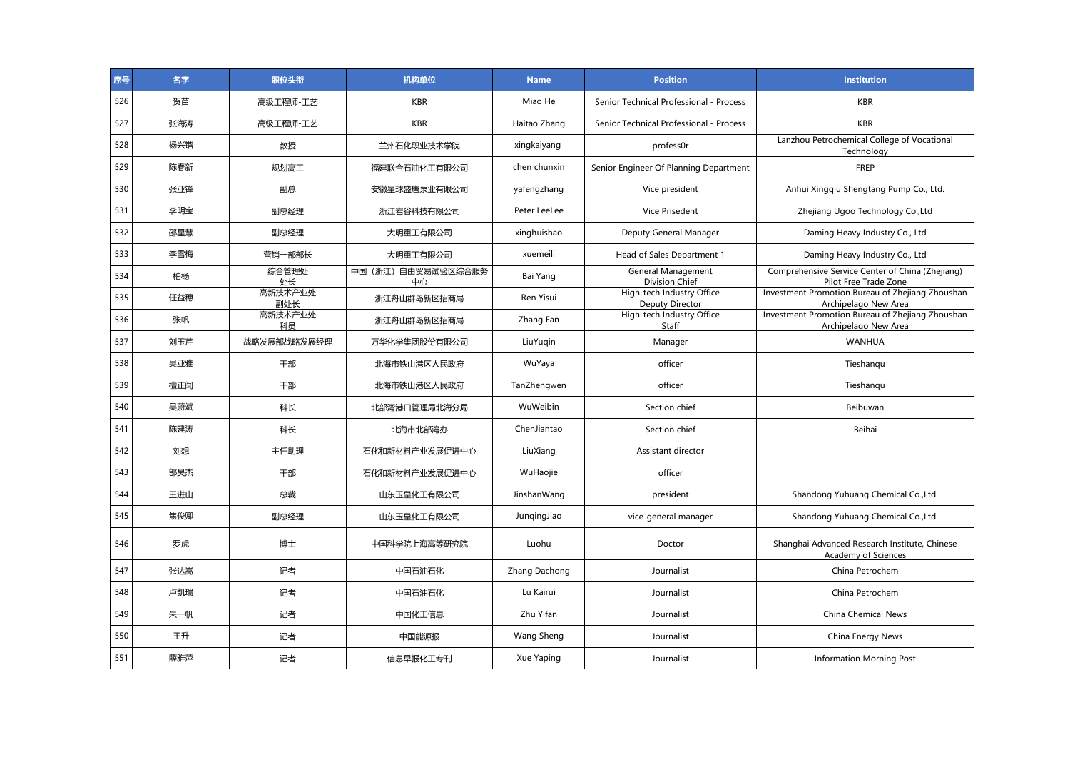| 序号 | 名字 | 职位头衔 | 机构单位 | Name | Position | Institution |
|---|---|---|---|---|---|---|
| 526 | 贺苗 | 高级工程师-工艺 | KBR | Miao He | Senior Technical Professional - Process | KBR |
| 527 | 张海涛 | 高级工程师-工艺 | KBR | Haitao Zhang | Senior Technical Professional - Process | KBR |
| 528 | 杨兴锴 | 教授 | 兰州石化职业技术学院 | xingkaiyang | profess0r | Lanzhou Petrochemical College of Vocational Technology |
| 529 | 陈春新 | 规划高工 | 福建联合石油化工有限公司 | chen chunxin | Senior Engineer Of Planning Department | FREP |
| 530 | 张亚锋 | 副总 | 安徽星球盛唐泵业有限公司 | yafengzhang | Vice president | Anhui Xingqiu Shengtang Pump Co., Ltd. |
| 531 | 李明宝 | 副总经理 | 浙江岩谷科技有限公司 | Peter LeeLee | Vice Prisedent | Zhejiang Ugoo Technology Co.,Ltd |
| 532 | 邵星慧 | 副总经理 | 大明重工有限公司 | xinghuishao | Deputy General Manager | Daming Heavy Industry Co., Ltd |
| 533 | 李雪梅 | 营销一部部长 | 大明重工有限公司 | xuemeili | Head of Sales Department 1 | Daming Heavy Industry Co., Ltd |
| 534 | 柏杨 | 综合管理处处长 | 中国（浙江）自由贸易试验区综合服务中心 | Bai Yang | General Management Division Chief | Comprehensive Service Center of China (Zhejiang) Pilot Free Trade Zone |
| 535 | 任益穗 | 高新技术产业处副处长 | 浙江舟山群岛新区招商局 | Ren Yisui | High-tech Industry Office Deputy Director | Investment Promotion Bureau of Zhejiang Zhoushan Archipelago New Area |
| 536 | 张帆 | 高新技术产业处科员 | 浙江舟山群岛新区招商局 | Zhang Fan | High-tech Industry Office Staff | Investment Promotion Bureau of Zhejiang Zhoushan Archipelago New Area |
| 537 | 刘玉芹 | 战略发展部战略发展经理 | 万华化学集团股份有限公司 | LiuYuqin | Manager | WANHUA |
| 538 | 吴亚雅 | 干部 | 北海市铁山港区人民政府 | WuYaya | officer | Tieshanqu |
| 539 | 檀正闻 | 干部 | 北海市铁山港区人民政府 | TanZhengwen | officer | Tieshanqu |
| 540 | 吴蔚斌 | 科长 | 北部湾港口管理局北海分局 | WuWeibin | Section chief | Beibuwan |
| 541 | 陈建涛 | 科长 | 北海市北部湾办 | ChenJiantao | Section chief | Beihai |
| 542 | 刘想 | 主任助理 | 石化和新材料产业发展促进中心 | LiuXiang | Assistant director | |
| 543 | 邬昊杰 | 干部 | 石化和新材料产业发展促进中心 | WuHaojie | officer | |
| 544 | 王进山 | 总裁 | 山东玉皇化工有限公司 | JinshanWang | president | Shandong Yuhuang Chemical Co.,Ltd. |
| 545 | 焦俊卿 | 副总经理 | 山东玉皇化工有限公司 | JunqingJiao | vice-general manager | Shandong Yuhuang Chemical Co.,Ltd. |
| 546 | 罗虎 | 博士 | 中国科学院上海高等研究院 | Luohu | Doctor | Shanghai Advanced Research Institute, Chinese Academy of Sciences |
| 547 | 张达嵩 | 记者 | 中国石油石化 | Zhang Dachong | Journalist | China Petrochem |
| 548 | 卢凯瑞 | 记者 | 中国石油石化 | Lu Kairui | Journalist | China Petrochem |
| 549 | 朱一帆 | 记者 | 中国化工信息 | Zhu Yifan | Journalist | China Chemical News |
| 550 | 王升 | 记者 | 中国能源报 | Wang Sheng | Journalist | China Energy News |
| 551 | 薛雅萍 | 记者 | 信息早报化工专刊 | Xue Yaping | Journalist | Information Morning Post |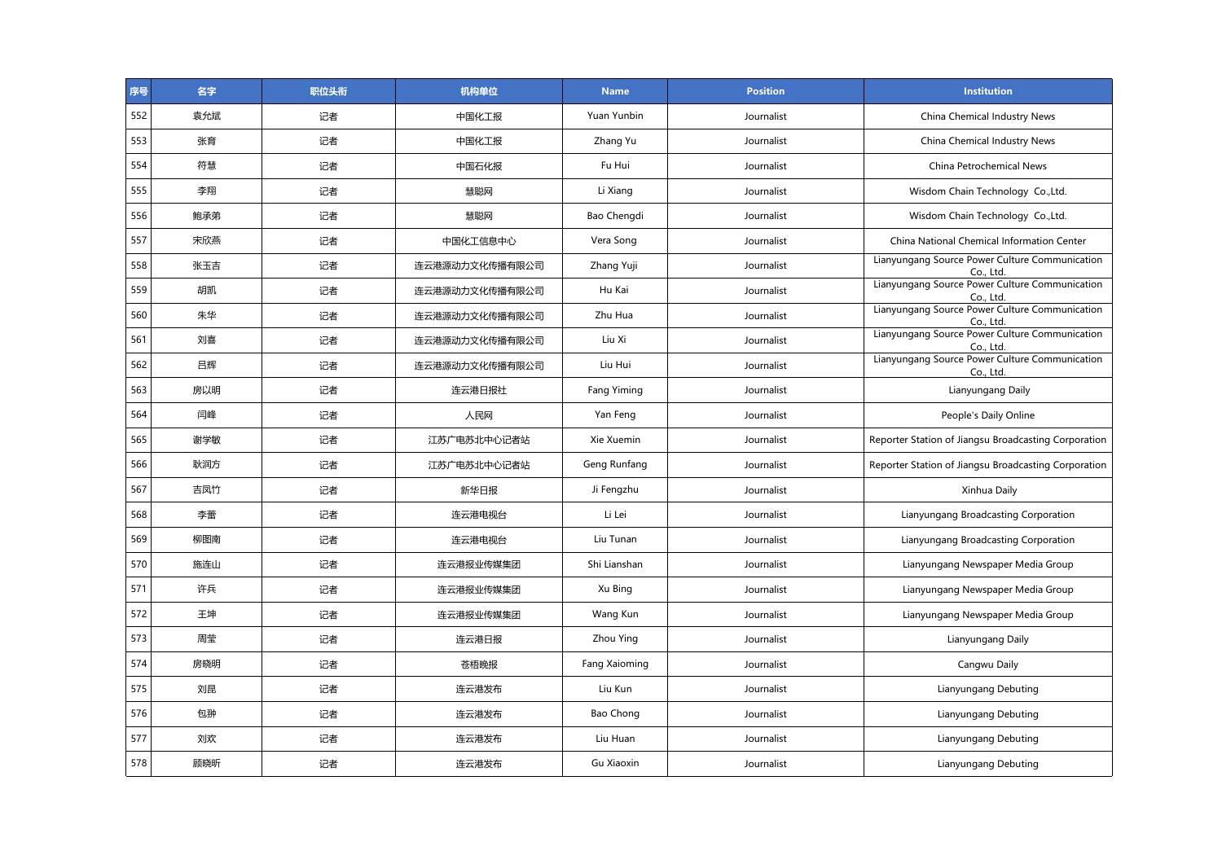| 序号 | 名字 | 职位头衔 | 机构单位 | Name | Position | Institution |
|---|---|---|---|---|---|---|
| 552 | 袁允斌 | 记者 | 中国化工报 | Yuan Yunbin | Journalist | China Chemical Industry News |
| 553 | 张育 | 记者 | 中国化工报 | Zhang Yu | Journalist | China Chemical Industry News |
| 554 | 符慧 | 记者 | 中国石化报 | Fu Hui | Journalist | China Petrochemical News |
| 555 | 李翔 | 记者 | 慧聪网 | Li Xiang | Journalist | Wisdom Chain Technology Co.,Ltd. |
| 556 | 鲍承弟 | 记者 | 慧聪网 | Bao Chengdi | Journalist | Wisdom Chain Technology Co.,Ltd. |
| 557 | 宋欣燕 | 记者 | 中国化工信息中心 | Vera Song | Journalist | China National Chemical Information Center |
| 558 | 张玉吉 | 记者 | 连云港源动力文化传播有限公司 | Zhang Yuji | Journalist | Lianyungang Source Power Culture Communication Co., Ltd. |
| 559 | 胡凯 | 记者 | 连云港源动力文化传播有限公司 | Hu Kai | Journalist | Lianyungang Source Power Culture Communication Co., Ltd. |
| 560 | 朱华 | 记者 | 连云港源动力文化传播有限公司 | Zhu Hua | Journalist | Lianyungang Source Power Culture Communication Co., Ltd. |
| 561 | 刘喜 | 记者 | 连云港源动力文化传播有限公司 | Liu Xi | Journalist | Lianyungang Source Power Culture Communication Co., Ltd. |
| 562 | 吕辉 | 记者 | 连云港源动力文化传播有限公司 | Liu Hui | Journalist | Lianyungang Source Power Culture Communication Co., Ltd. |
| 563 | 房以明 | 记者 | 连云港日报社 | Fang Yiming | Journalist | Lianyungang Daily |
| 564 | 闫峰 | 记者 | 人民网 | Yan Feng | Journalist | People's Daily Online |
| 565 | 谢学敏 | 记者 | 江苏广电苏北中心记者站 | Xie Xuemin | Journalist | Reporter Station of Jiangsu Broadcasting Corporation |
| 566 | 耿润方 | 记者 | 江苏广电苏北中心记者站 | Geng Runfang | Journalist | Reporter Station of Jiangsu Broadcasting Corporation |
| 567 | 吉凤竹 | 记者 | 新华日报 | Ji Fengzhu | Journalist | Xinhua Daily |
| 568 | 李蕾 | 记者 | 连云港电视台 | Li Lei | Journalist | Lianyungang Broadcasting Corporation |
| 569 | 柳图南 | 记者 | 连云港电视台 | Liu Tunan | Journalist | Lianyungang Broadcasting Corporation |
| 570 | 施连山 | 记者 | 连云港报业传媒集团 | Shi Lianshan | Journalist | Lianyungang Newspaper Media Group |
| 571 | 许兵 | 记者 | 连云港报业传媒集团 | Xu Bing | Journalist | Lianyungang Newspaper Media Group |
| 572 | 王坤 | 记者 | 连云港报业传媒集团 | Wang Kun | Journalist | Lianyungang Newspaper Media Group |
| 573 | 周莹 | 记者 | 连云港日报 | Zhou Ying | Journalist | Lianyungang Daily |
| 574 | 房晓明 | 记者 | 苍梧晚报 | Fang Xaioming | Journalist | Cangwu Daily |
| 575 | 刘昆 | 记者 | 连云港发布 | Liu Kun | Journalist | Lianyungang Debuting |
| 576 | 包翀 | 记者 | 连云港发布 | Bao Chong | Journalist | Lianyungang Debuting |
| 577 | 刘欢 | 记者 | 连云港发布 | Liu Huan | Journalist | Lianyungang Debuting |
| 578 | 顾晓昕 | 记者 | 连云港发布 | Gu Xiaoxin | Journalist | Lianyungang Debuting |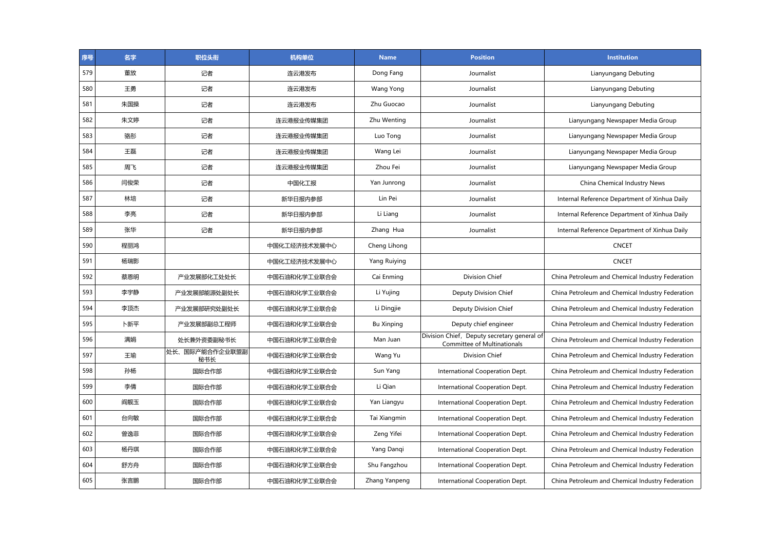| 序号 | 名字 | 职位头衔 | 机构单位 | Name | Position | Institution |
|---|---|---|---|---|---|---|
| 579 | 董放 | 记者 | 连云港发布 | Dong Fang | Journalist | Lianyungang Debuting |
| 580 | 王勇 | 记者 | 连云港发布 | Wang Yong | Journalist | Lianyungang Debuting |
| 581 | 朱国操 | 记者 | 连云港发布 | Zhu Guocao | Journalist | Lianyungang Debuting |
| 582 | 朱文婷 | 记者 | 连云港报业传媒集团 | Zhu Wenting | Journalist | Lianyungang Newspaper Media Group |
| 583 | 骆彤 | 记者 | 连云港报业传媒集团 | Luo Tong | Journalist | Lianyungang Newspaper Media Group |
| 584 | 王磊 | 记者 | 连云港报业传媒集团 | Wang Lei | Journalist | Lianyungang Newspaper Media Group |
| 585 | 周飞 | 记者 | 连云港报业传媒集团 | Zhou Fei | Journalist | Lianyungang Newspaper Media Group |
| 586 | 闫俊荣 | 记者 | 中国化工报 | Yan Junrong | Journalist | China Chemical Industry News |
| 587 | 林培 | 记者 | 新华日报内参部 | Lin Pei | Journalist | Internal Reference Department of Xinhua Daily |
| 588 | 李亮 | 记者 | 新华日报内参部 | Li Liang | Journalist | Internal Reference Department of Xinhua Daily |
| 589 | 张华 | 记者 | 新华日报内参部 | Zhang Hua | Journalist | Internal Reference Department of Xinhua Daily |
| 590 | 程丽鸿 | | 中国化工经济技术发展中心 | Cheng Lihong | | CNCET |
| 591 | 杨瑞影 | | 中国化工经济技术发展中心 | Yang Ruiying | | CNCET |
| 592 | 蔡恩明 | 产业发展部化工处处长 | 中国石油和化学工业联合会 | Cai Enming | Division Chief | China Petroleum and Chemical Industry Federation |
| 593 | 李宇静 | 产业发展部能源处副处长 | 中国石油和化学工业联合会 | Li Yujing | Deputy Division Chief | China Petroleum and Chemical Industry Federation |
| 594 | 李顶杰 | 产业发展部研究处副处长 | 中国石油和化学工业联合会 | Li Dingjie | Deputy Division Chief | China Petroleum and Chemical Industry Federation |
| 595 | 卜新平 | 产业发展部副总工程师 | 中国石油和化学工业联合会 | Bu Xinping | Deputy chief engineer | China Petroleum and Chemical Industry Federation |
| 596 | 满娟 | 处长兼外资委副秘书长 | 中国石油和化学工业联合会 | Man Juan | Division Chief, Deputy secretary general of Committee of Multinationals | China Petroleum and Chemical Industry Federation |
| 597 | 王瑜 | 处长、国际产能合作企业联盟副秘书长 | 中国石油和化学工业联合会 | Wang Yu | Division Chief | China Petroleum and Chemical Industry Federation |
| 598 | 孙杨 | 国际合作部 | 中国石油和化学工业联合会 | Sun Yang | International Cooperation Dept. | China Petroleum and Chemical Industry Federation |
| 599 | 李倩 | 国际合作部 | 中国石油和化学工业联合会 | Li Qian | International Cooperation Dept. | China Petroleum and Chemical Industry Federation |
| 600 | 阎靓玉 | 国际合作部 | 中国石油和化学工业联合会 | Yan Liangyu | International Cooperation Dept. | China Petroleum and Chemical Industry Federation |
| 601 | 台向敏 | 国际合作部 | 中国石油和化学工业联合会 | Tai Xiangmin | International Cooperation Dept. | China Petroleum and Chemical Industry Federation |
| 602 | 曾逸菲 | 国际合作部 | 中国石油和化学工业联合会 | Zeng Yifei | International Cooperation Dept. | China Petroleum and Chemical Industry Federation |
| 603 | 杨丹琪 | 国际合作部 | 中国石油和化学工业联合会 | Yang Danqi | International Cooperation Dept. | China Petroleum and Chemical Industry Federation |
| 604 | 舒方舟 | 国际合作部 | 中国石油和化学工业联合会 | Shu Fangzhou | International Cooperation Dept. | China Petroleum and Chemical Industry Federation |
| 605 | 张言鹏 | 国际合作部 | 中国石油和化学工业联合会 | Zhang Yanpeng | International Cooperation Dept. | China Petroleum and Chemical Industry Federation |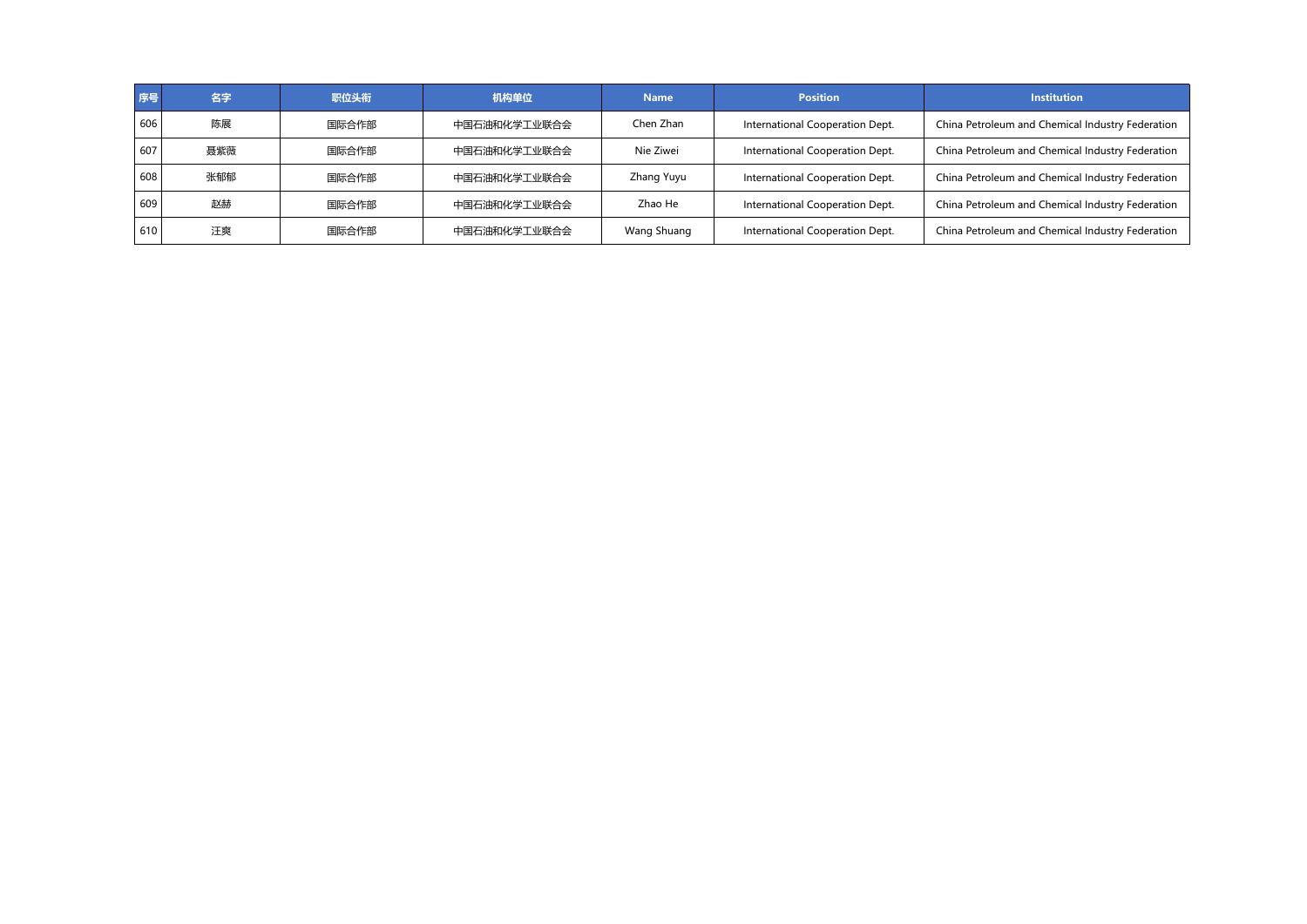| 序号 | 名字 | 职位头衔 | 机构单位 | Name | Position | Institution |
|---|---|---|---|---|---|---|
| 606 | 陈展 | 国际合作部 | 中国石油和化学工业联合会 | Chen Zhan | International Cooperation Dept. | China Petroleum and Chemical Industry Federation |
| 607 | 聂紫薇 | 国际合作部 | 中国石油和化学工业联合会 | Nie Ziwei | International Cooperation Dept. | China Petroleum and Chemical Industry Federation |
| 608 | 张郁郁 | 国际合作部 | 中国石油和化学工业联合会 | Zhang Yuyu | International Cooperation Dept. | China Petroleum and Chemical Industry Federation |
| 609 | 赵赫 | 国际合作部 | 中国石油和化学工业联合会 | Zhao He | International Cooperation Dept. | China Petroleum and Chemical Industry Federation |
| 610 | 汪爽 | 国际合作部 | 中国石油和化学工业联合会 | Wang Shuang | International Cooperation Dept. | China Petroleum and Chemical Industry Federation |